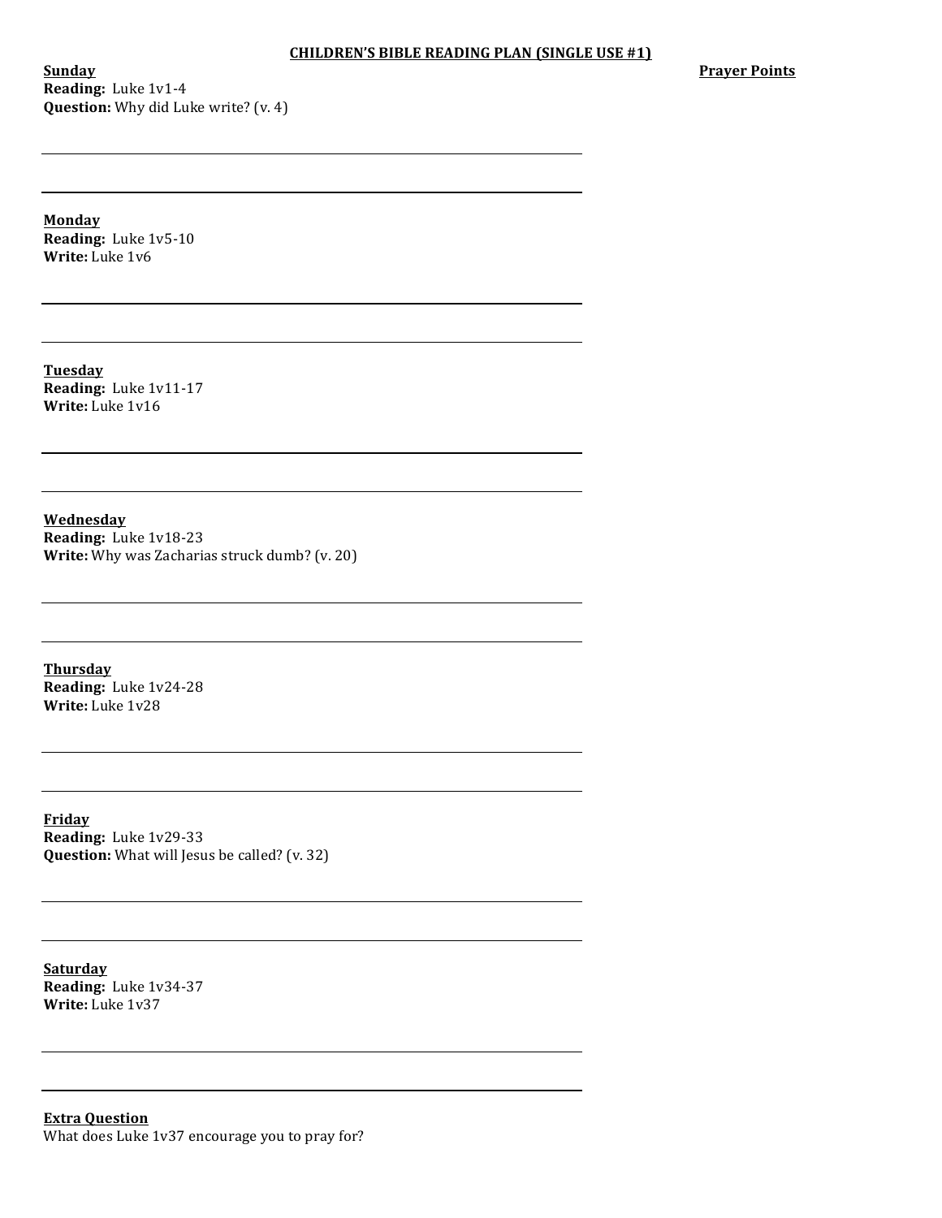**CHILDREN'S BIBLE READING PLAN (SINGLE USE #1)**

**Sunday**
**Reading:** Luke 1v1-4
**Question:** Why did Luke write? (v. 4)

**Prayer Points**

**Monday**
**Reading:** Luke 1v5-10
**Write:** Luke 1v6

**Tuesday**
**Reading:** Luke 1v11-17
**Write:** Luke 1v16

**Wednesday**
**Reading:** Luke 1v18-23
**Write:** Why was Zacharias struck dumb? (v. 20)

**Thursday**
**Reading:** Luke 1v24-28
**Write:** Luke 1v28

**Friday**
**Reading:** Luke 1v29-33
**Question:** What will Jesus be called? (v. 32)

**Saturday**
**Reading:** Luke 1v34-37
**Write:** Luke 1v37

**Extra Question**
What does Luke 1v37 encourage you to pray for?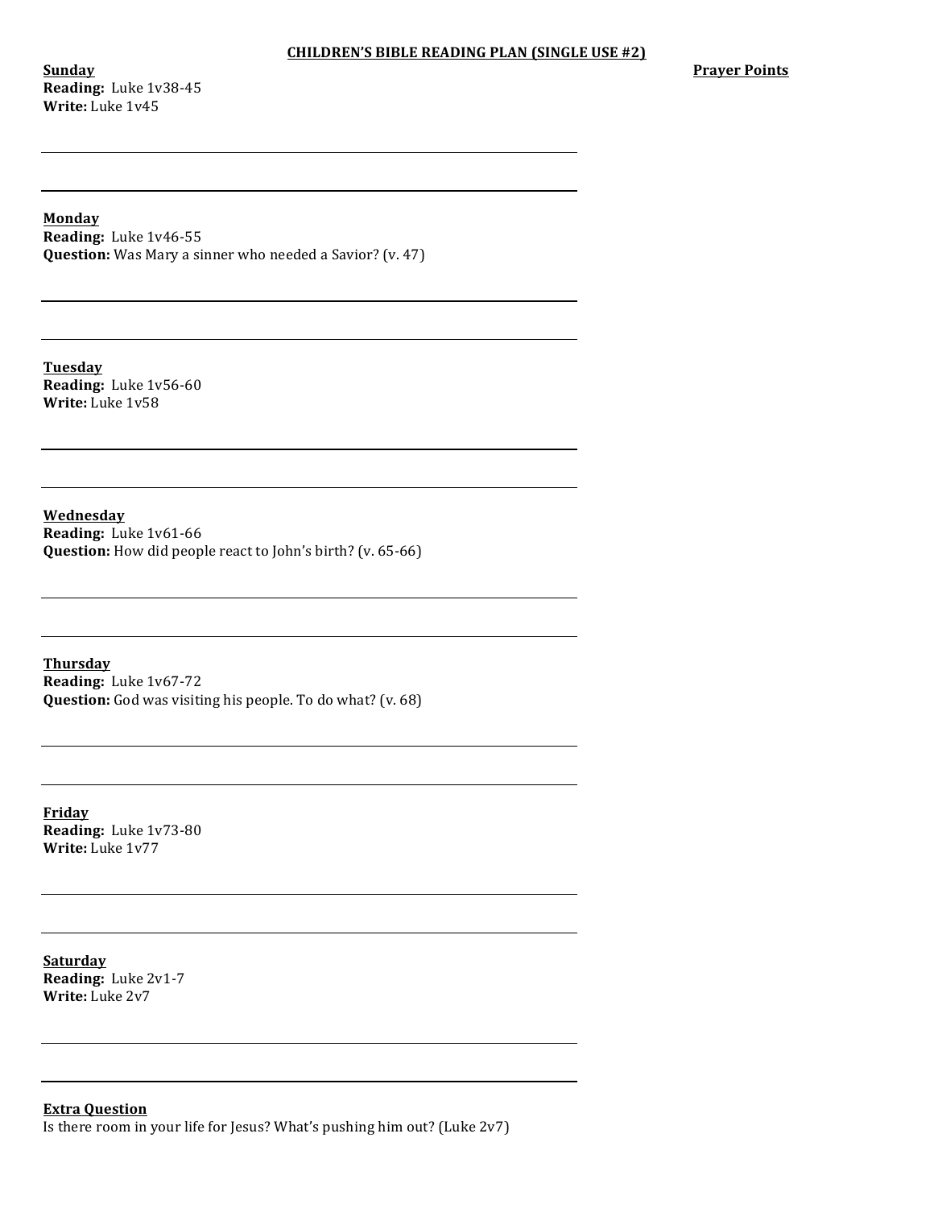**CHILDREN'S BIBLE READING PLAN (SINGLE USE #2)**

**Prayer Points**

**Sunday**
**Reading:** Luke 1v38-45
**Write:** Luke 1v45

**Monday**
**Reading:** Luke 1v46-55
**Question:** Was Mary a sinner who needed a Savior? (v. 47)

**Tuesday**
**Reading:** Luke 1v56-60
**Write:** Luke 1v58

**Wednesday**
**Reading:** Luke 1v61-66
**Question:** How did people react to John's birth? (v. 65-66)

**Thursday**
**Reading:** Luke 1v67-72
**Question:** God was visiting his people. To do what? (v. 68)

**Friday**
**Reading:** Luke 1v73-80
**Write:** Luke 1v77

**Saturday**
**Reading:** Luke 2v1-7
**Write:** Luke 2v7

**Extra Question**
Is there room in your life for Jesus? What's pushing him out? (Luke 2v7)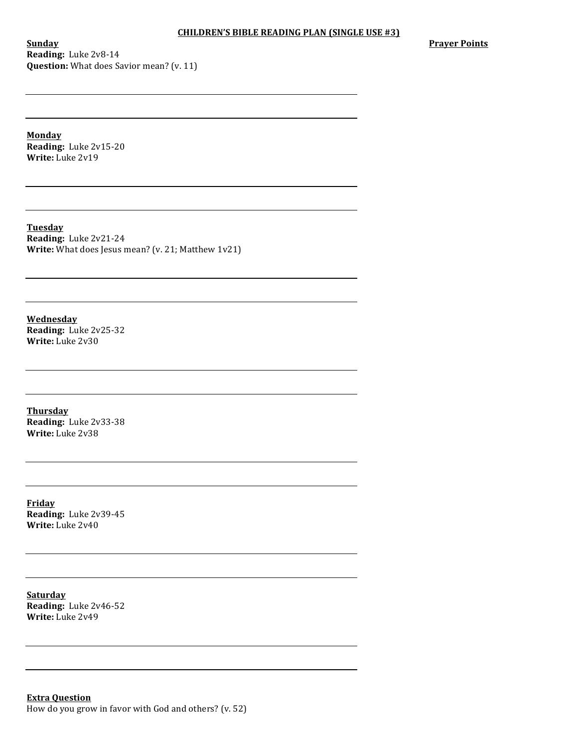**CHILDREN'S BIBLE READING PLAN (SINGLE USE #3)**

**Sunday**
**Reading:** Luke 2v8-14
**Question:** What does Savior mean? (v. 11)

**Prayer Points**

**Monday**
**Reading:** Luke 2v15-20
**Write:** Luke 2v19

**Tuesday**
**Reading:** Luke 2v21-24
**Write:** What does Jesus mean? (v. 21; Matthew 1v21)

**Wednesday**
**Reading:** Luke 2v25-32
**Write:** Luke 2v30

**Thursday**
**Reading:** Luke 2v33-38
**Write:** Luke 2v38

**Friday**
**Reading:** Luke 2v39-45
**Write:** Luke 2v40

**Saturday**
**Reading:** Luke 2v46-52
**Write:** Luke 2v49

**Extra Question**
How do you grow in favor with God and others? (v. 52)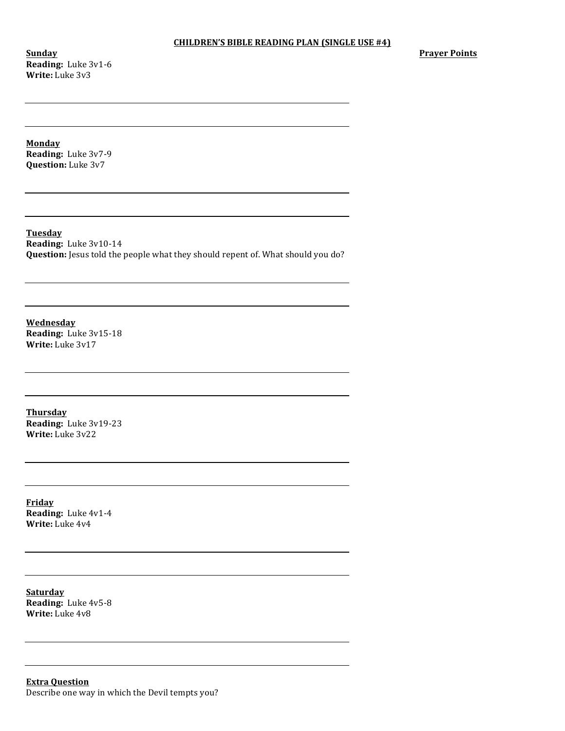## CHILDREN'S BIBLE READING PLAN (SINGLE USE #4)

**Prayer Points**

**Sunday**
**Reading:** Luke 3v1-6
**Write:** Luke 3v3

**Monday**
**Reading:** Luke 3v7-9
**Question:** Luke 3v7

**Tuesday**
**Reading:** Luke 3v10-14
**Question:** Jesus told the people what they should repent of. What should you do?

**Wednesday**
**Reading:** Luke 3v15-18
**Write:** Luke 3v17

**Thursday**
**Reading:** Luke 3v19-23
**Write:** Luke 3v22

**Friday**
**Reading:** Luke 4v1-4
**Write:** Luke 4v4

**Saturday**
**Reading:** Luke 4v5-8
**Write:** Luke 4v8

**Extra Question**
Describe one way in which the Devil tempts you?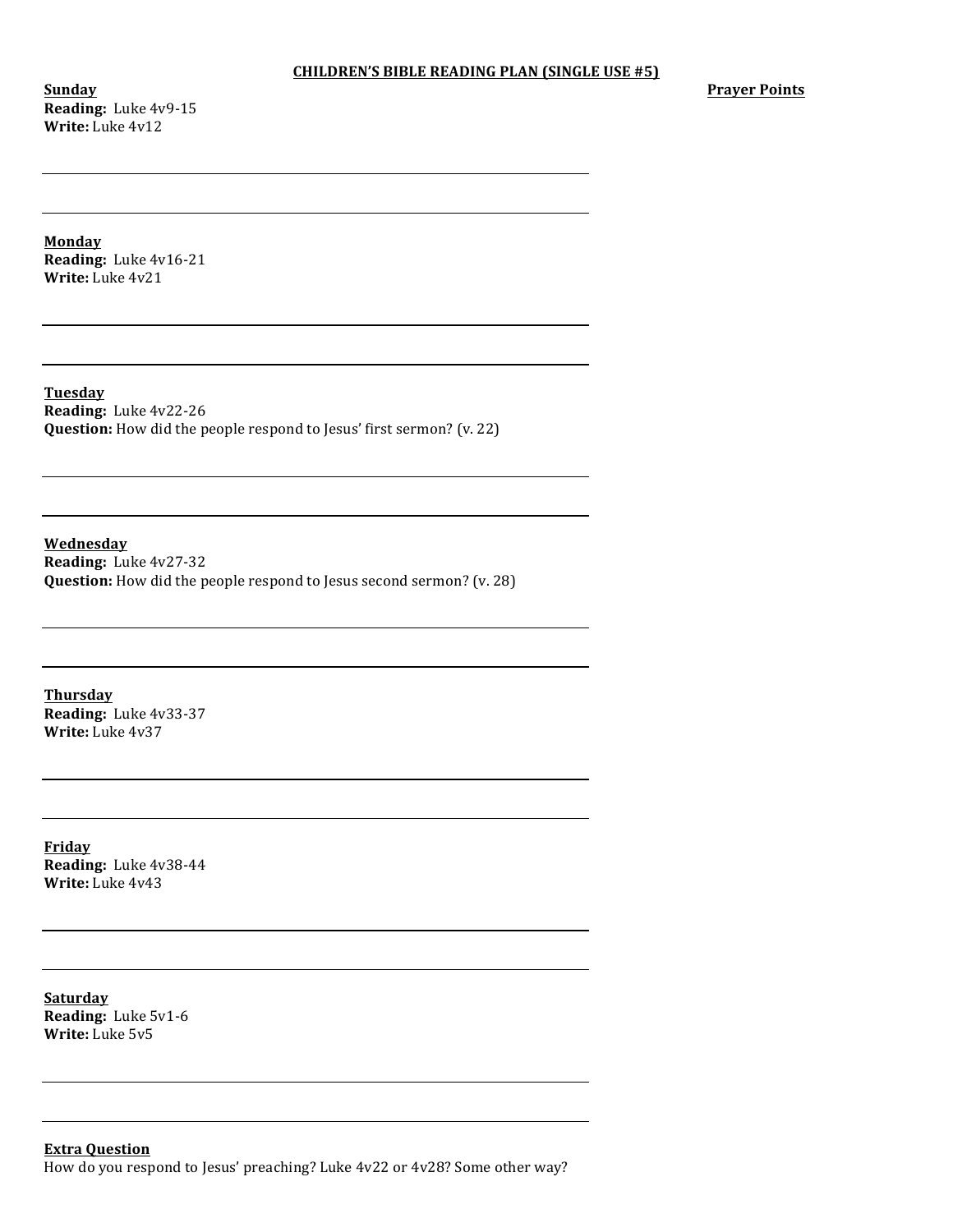# CHILDREN'S BIBLE READING PLAN (SINGLE USE #5)

**Prayer Points**

**Sunday**
**Reading:** Luke 4v9-15
**Write:** Luke 4v12

**Monday**
**Reading:** Luke 4v16-21
**Write:** Luke 4v21

**Tuesday**
**Reading:** Luke 4v22-26
**Question:** How did the people respond to Jesus' first sermon? (v. 22)

**Wednesday**
**Reading:** Luke 4v27-32
**Question:** How did the people respond to Jesus second sermon? (v. 28)

**Thursday**
**Reading:** Luke 4v33-37
**Write:** Luke 4v37

**Friday**
**Reading:** Luke 4v38-44
**Write:** Luke 4v43

**Saturday**
**Reading:** Luke 5v1-6
**Write:** Luke 5v5

**Extra Question**
How do you respond to Jesus' preaching? Luke 4v22 or 4v28? Some other way?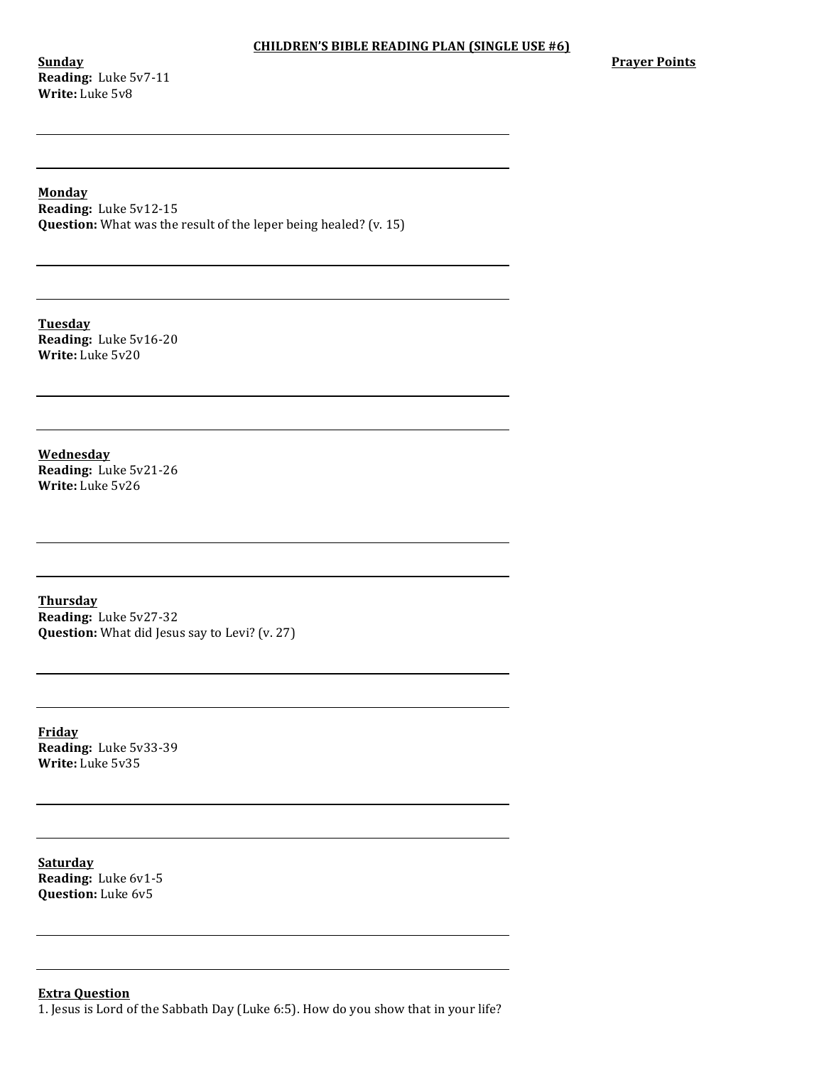**CHILDREN'S BIBLE READING PLAN (SINGLE USE #6)**

**Prayer Points**

**Sunday**
**Reading:** Luke 5v7-11
**Write:** Luke 5v8

**Monday**
**Reading:** Luke 5v12-15
**Question:** What was the result of the leper being healed? (v. 15)

**Tuesday**
**Reading:** Luke 5v16-20
**Write:** Luke 5v20

**Wednesday**
**Reading:** Luke 5v21-26
**Write:** Luke 5v26

**Thursday**
**Reading:** Luke 5v27-32
**Question:** What did Jesus say to Levi? (v. 27)

**Friday**
**Reading:** Luke 5v33-39
**Write:** Luke 5v35

**Saturday**
**Reading:** Luke 6v1-5
**Question:** Luke 6v5

**Extra Question**
1. Jesus is Lord of the Sabbath Day (Luke 6:5). How do you show that in your life?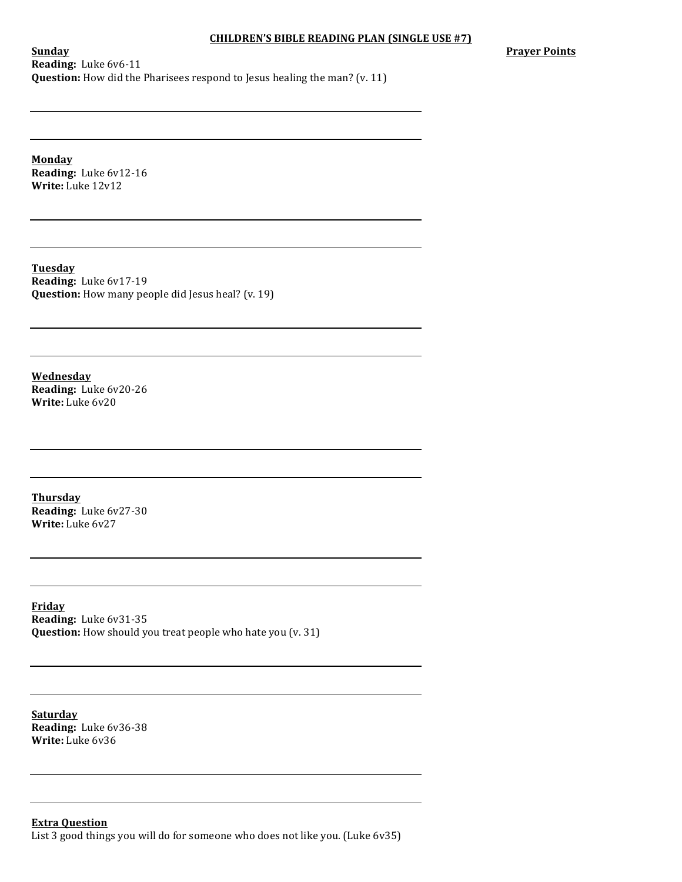**CHILDREN'S BIBLE READING PLAN (SINGLE USE #7)**

**Prayer Points**

**Sunday**
**Reading:** Luke 6v6-11
**Question:** How did the Pharisees respond to Jesus healing the man? (v. 11)

---

---

**Monday**
**Reading:** Luke 6v12-16
**Write:** Luke 12v12

---

---

**Tuesday**
**Reading:** Luke 6v17-19
**Question:** How many people did Jesus heal? (v. 19)

---

---

**Wednesday**
**Reading:** Luke 6v20-26
**Write:** Luke 6v20

---

---

**Thursday**
**Reading:** Luke 6v27-30
**Write:** Luke 6v27

---

---

**Friday**
**Reading:** Luke 6v31-35
**Question:** How should you treat people who hate you (v. 31)

---

---

**Saturday**
**Reading:** Luke 6v36-38
**Write:** Luke 6v36

---

---

**Extra Question**
List 3 good things you will do for someone who does not like you. (Luke 6v35)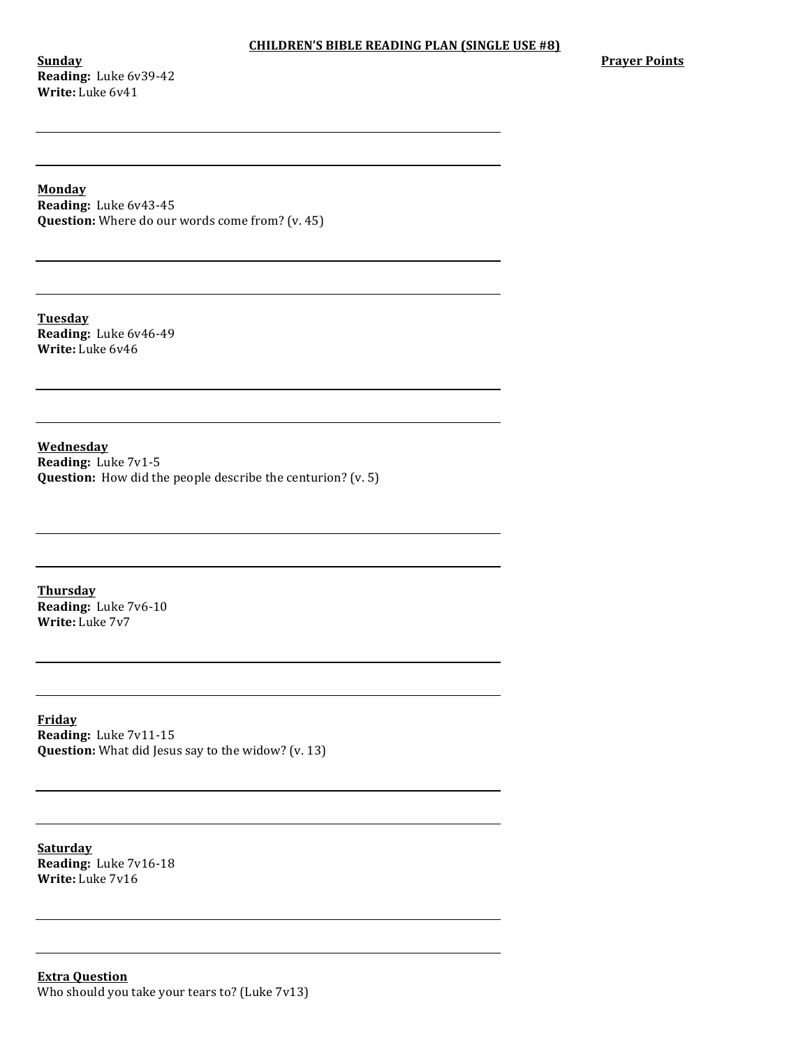**CHILDREN'S BIBLE READING PLAN (SINGLE USE #8)**

**Sunday**
**Reading:** Luke 6v39-42
**Write:** Luke 6v41

**Prayer Points**

**Monday**
**Reading:** Luke 6v43-45
**Question:** Where do our words come from? (v. 45)

**Tuesday**
**Reading:** Luke 6v46-49
**Write:** Luke 6v46

**Wednesday**
**Reading:** Luke 7v1-5
**Question:** How did the people describe the centurion? (v. 5)

**Thursday**
**Reading:** Luke 7v6-10
**Write:** Luke 7v7

**Friday**
**Reading:** Luke 7v11-15
**Question:** What did Jesus say to the widow? (v. 13)

**Saturday**
**Reading:** Luke 7v16-18
**Write:** Luke 7v16

**Extra Question**
Who should you take your tears to? (Luke 7v13)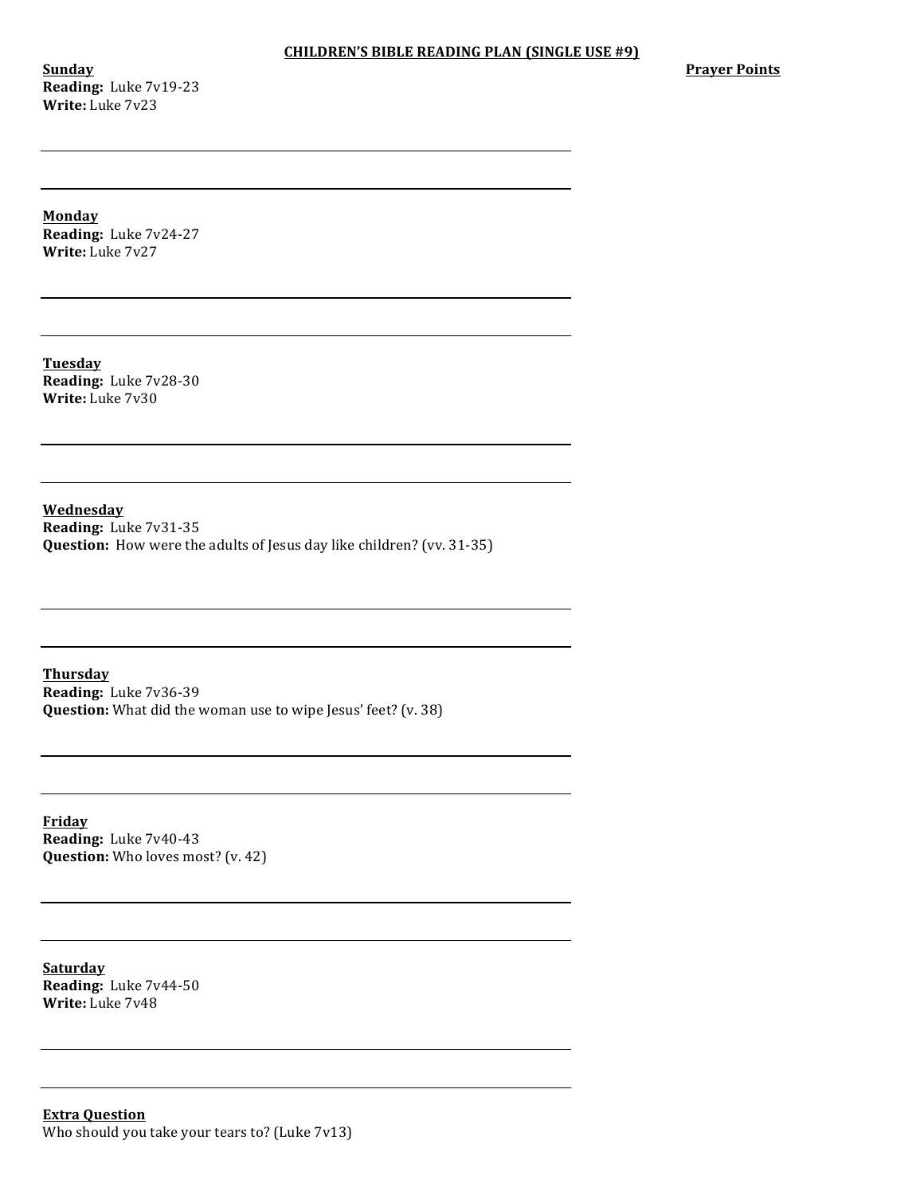# CHILDREN'S BIBLE READING PLAN (SINGLE USE #9)

**Sunday**
**Reading:** Luke 7v19-23
**Write:** Luke 7v23

**Prayer Points**

**Monday**
**Reading:** Luke 7v24-27
**Write:** Luke 7v27

**Tuesday**
**Reading:** Luke 7v28-30
**Write:** Luke 7v30

**Wednesday**
**Reading:** Luke 7v31-35
**Question:** How were the adults of Jesus day like children? (vv. 31-35)

**Thursday**
**Reading:** Luke 7v36-39
**Question:** What did the woman use to wipe Jesus' feet? (v. 38)

**Friday**
**Reading:** Luke 7v40-43
**Question:** Who loves most? (v. 42)

**Saturday**
**Reading:** Luke 7v44-50
**Write:** Luke 7v48

**Extra Question**
Who should you take your tears to? (Luke 7v13)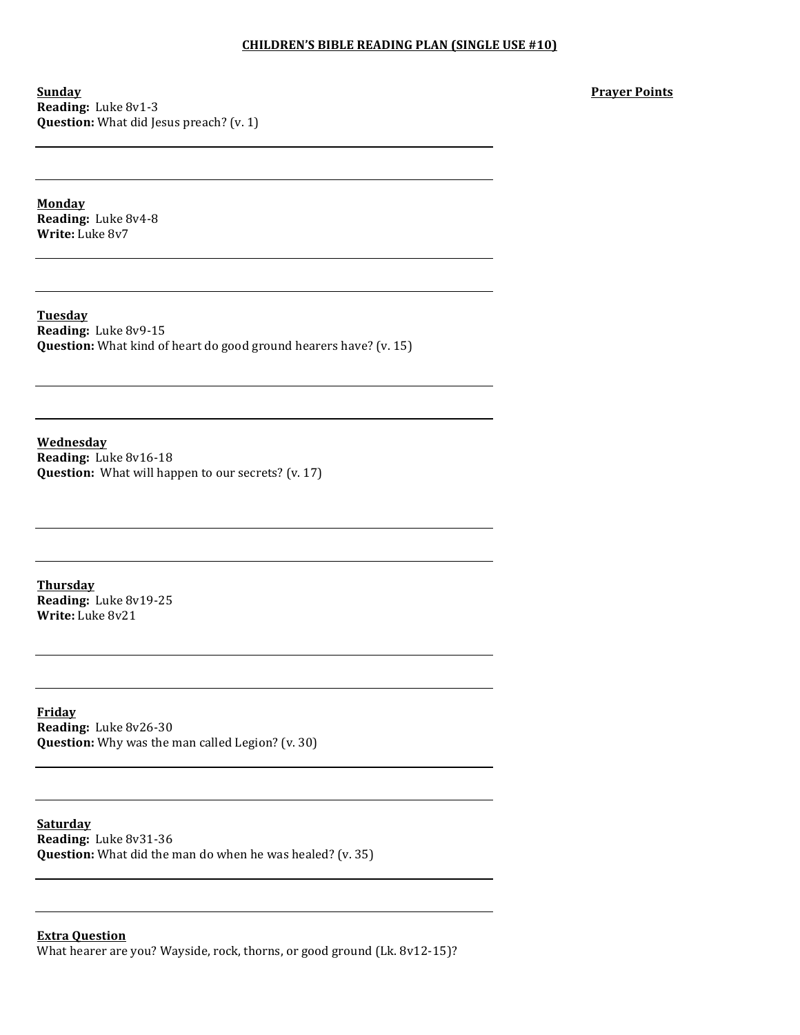**CHILDREN'S BIBLE READING PLAN (SINGLE USE #10)**

**Sunday**
**Reading:** Luke 8v1-3
**Question:** What did Jesus preach? (v. 1)

**Prayer Points**

**Monday**
**Reading:** Luke 8v4-8
**Write:** Luke 8v7

**Tuesday**
**Reading:** Luke 8v9-15
**Question:** What kind of heart do good ground hearers have? (v. 15)

**Wednesday**
**Reading:** Luke 8v16-18
**Question:** What will happen to our secrets? (v. 17)

**Thursday**
**Reading:** Luke 8v19-25
**Write:** Luke 8v21

**Friday**
**Reading:** Luke 8v26-30
**Question:** Why was the man called Legion? (v. 30)

**Saturday**
**Reading:** Luke 8v31-36
**Question:** What did the man do when he was healed? (v. 35)

**Extra Question**
What hearer are you? Wayside, rock, thorns, or good ground (Lk. 8v12-15)?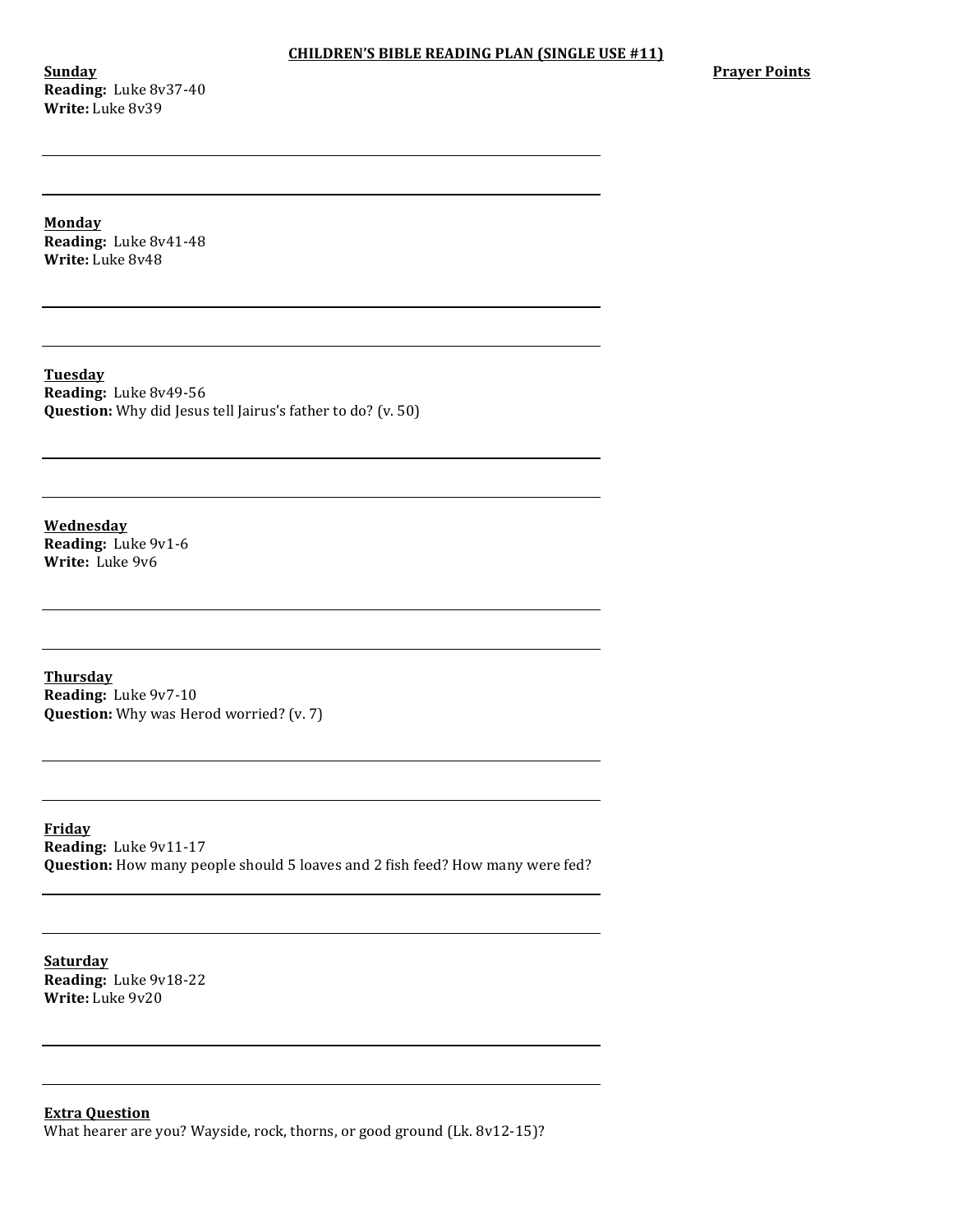## CHILDREN'S BIBLE READING PLAN (SINGLE USE #11)

**Sunday**
**Reading:** Luke 8v37-40
**Write:** Luke 8v39

**Prayer Points**

**Monday**
**Reading:** Luke 8v41-48
**Write:** Luke 8v48

**Tuesday**
**Reading:** Luke 8v49-56
**Question:** Why did Jesus tell Jairus's father to do? (v. 50)

**Wednesday**
**Reading:** Luke 9v1-6
**Write:** Luke 9v6

**Thursday**
**Reading:** Luke 9v7-10
**Question:** Why was Herod worried? (v. 7)

**Friday**
**Reading:** Luke 9v11-17
**Question:** How many people should 5 loaves and 2 fish feed? How many were fed?

**Saturday**
**Reading:** Luke 9v18-22
**Write:** Luke 9v20

**Extra Question**
What hearer are you? Wayside, rock, thorns, or good ground (Lk. 8v12-15)?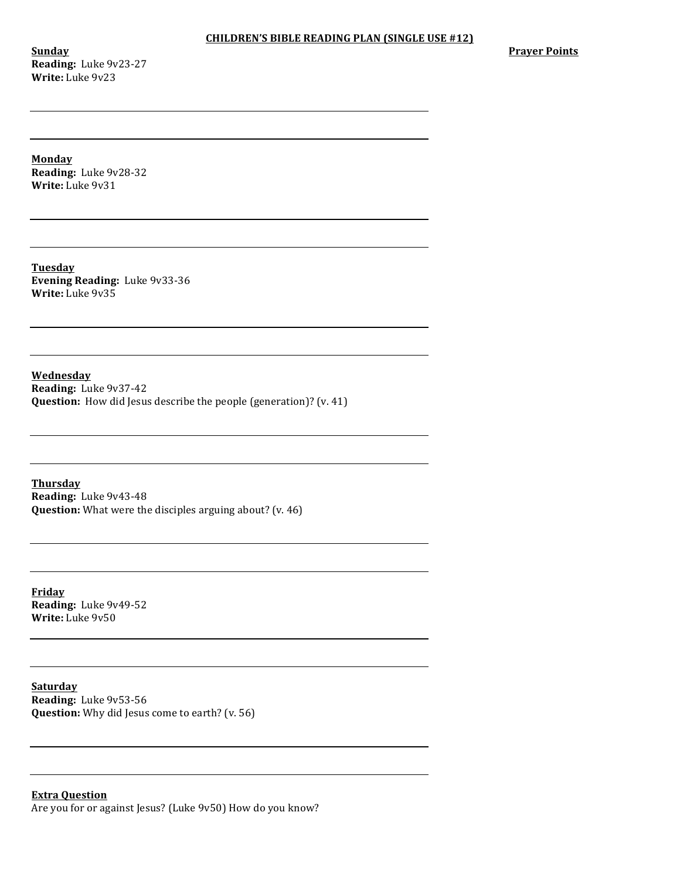# CHILDREN'S BIBLE READING PLAN (SINGLE USE #12)

**Prayer Points**

**Sunday**
**Reading:** Luke 9v23-27
**Write:** Luke 9v23

**Monday**
**Reading:** Luke 9v28-32
**Write:** Luke 9v31

**Tuesday**
**Evening Reading:** Luke 9v33-36
**Write:** Luke 9v35

**Wednesday**
**Reading:** Luke 9v37-42
**Question:** How did Jesus describe the people (generation)? (v. 41)

**Thursday**
**Reading:** Luke 9v43-48
**Question:** What were the disciples arguing about? (v. 46)

**Friday**
**Reading:** Luke 9v49-52
**Write:** Luke 9v50

**Saturday**
**Reading:** Luke 9v53-56
**Question:** Why did Jesus come to earth? (v. 56)

**Extra Question**
Are you for or against Jesus? (Luke 9v50) How do you know?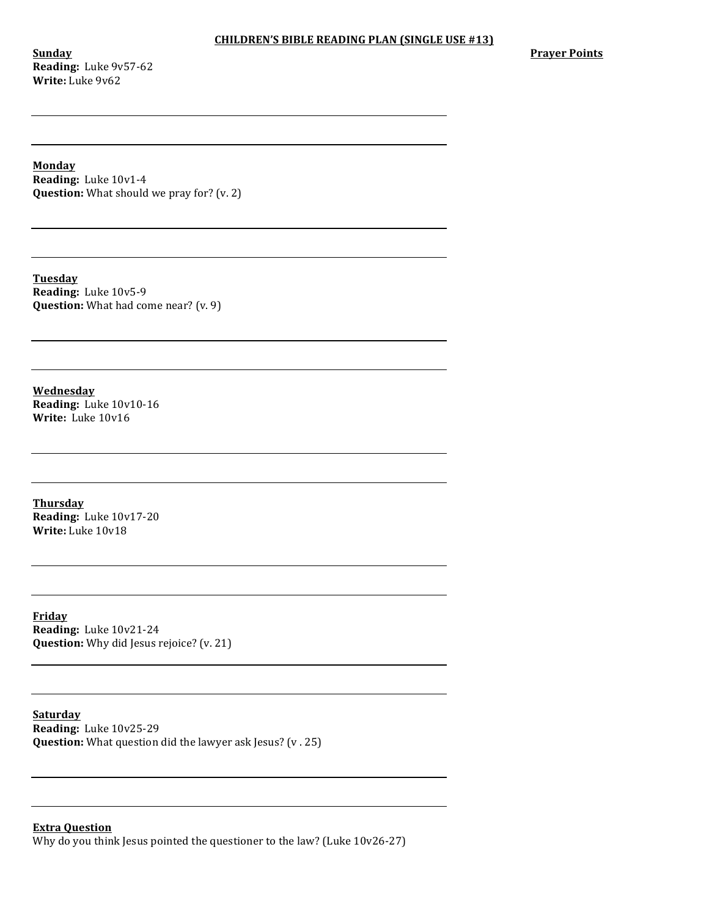**CHILDREN'S BIBLE READING PLAN (SINGLE USE #13)**

**Prayer Points**

**Sunday**
**Reading:** Luke 9v57-62
**Write:** Luke 9v62

**Monday**
**Reading:** Luke 10v1-4
**Question:** What should we pray for? (v. 2)

**Tuesday**
**Reading:** Luke 10v5-9
**Question:** What had come near? (v. 9)

**Wednesday**
**Reading:** Luke 10v10-16
**Write:** Luke 10v16

**Thursday**
**Reading:** Luke 10v17-20
**Write:** Luke 10v18

**Friday**
**Reading:** Luke 10v21-24
**Question:** Why did Jesus rejoice? (v. 21)

**Saturday**
**Reading:** Luke 10v25-29
**Question:** What question did the lawyer ask Jesus? (v . 25)

**Extra Question**
Why do you think Jesus pointed the questioner to the law? (Luke 10v26-27)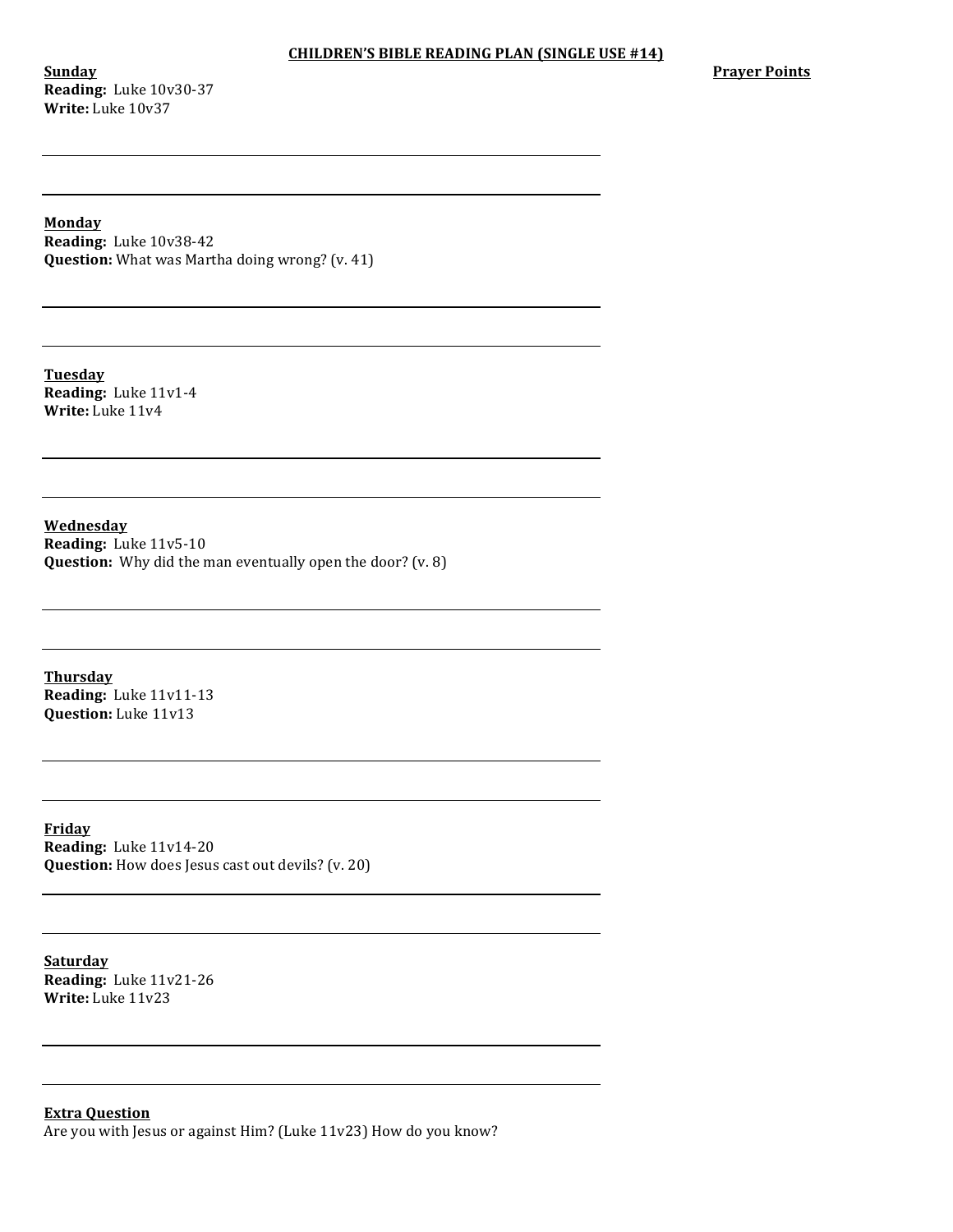# CHILDREN'S BIBLE READING PLAN (SINGLE USE #14)

**Prayer Points**

**Sunday**
**Reading:** Luke 10v30-37
**Write:** Luke 10v37

**Monday**
**Reading:** Luke 10v38-42
**Question:** What was Martha doing wrong? (v. 41)

**Tuesday**
**Reading:** Luke 11v1-4
**Write:** Luke 11v4

**Wednesday**
**Reading:** Luke 11v5-10
**Question:** Why did the man eventually open the door? (v. 8)

**Thursday**
**Reading:** Luke 11v11-13
**Question:** Luke 11v13

**Friday**
**Reading:** Luke 11v14-20
**Question:** How does Jesus cast out devils? (v. 20)

**Saturday**
**Reading:** Luke 11v21-26
**Write:** Luke 11v23

**Extra Question**
Are you with Jesus or against Him? (Luke 11v23) How do you know?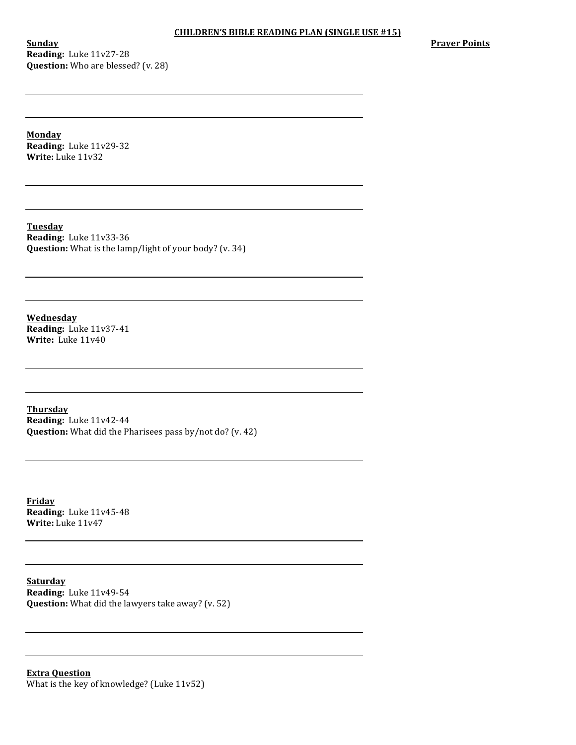**CHILDREN'S BIBLE READING PLAN (SINGLE USE #15)**

**Prayer Points**

**Sunday**
**Reading:** Luke 11v27-28
**Question:** Who are blessed? (v. 28)

**Monday**
**Reading:** Luke 11v29-32
**Write:** Luke 11v32

**Tuesday**
**Reading:** Luke 11v33-36
**Question:** What is the lamp/light of your body? (v. 34)

**Wednesday**
**Reading:** Luke 11v37-41
**Write:** Luke 11v40

**Thursday**
**Reading:** Luke 11v42-44
**Question:** What did the Pharisees pass by/not do? (v. 42)

**Friday**
**Reading:** Luke 11v45-48
**Write:** Luke 11v47

**Saturday**
**Reading:** Luke 11v49-54
**Question:** What did the lawyers take away? (v. 52)

**Extra Question**
What is the key of knowledge? (Luke 11v52)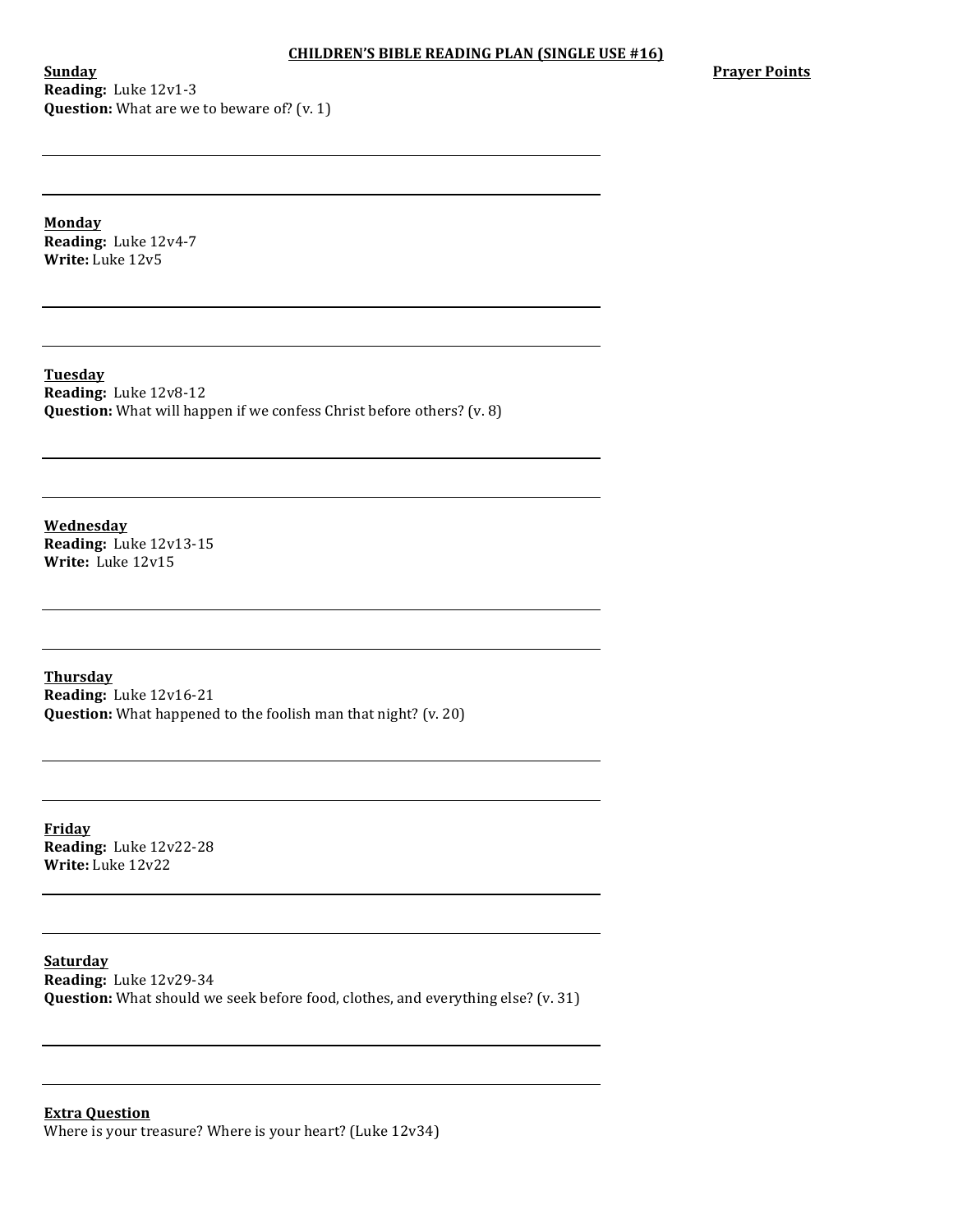# CHILDREN'S BIBLE READING PLAN (SINGLE USE #16)

**Prayer Points**

**Sunday**
**Reading:** Luke 12v1-3
**Question:** What are we to beware of? (v. 1)

**Monday**
**Reading:** Luke 12v4-7
**Write:** Luke 12v5

**Tuesday**
**Reading:** Luke 12v8-12
**Question:** What will happen if we confess Christ before others? (v. 8)

**Wednesday**
**Reading:** Luke 12v13-15
**Write:** Luke 12v15

**Thursday**
**Reading:** Luke 12v16-21
**Question:** What happened to the foolish man that night? (v. 20)

**Friday**
**Reading:** Luke 12v22-28
**Write:** Luke 12v22

**Saturday**
**Reading:** Luke 12v29-34
**Question:** What should we seek before food, clothes, and everything else? (v. 31)

**Extra Question**
Where is your treasure? Where is your heart? (Luke 12v34)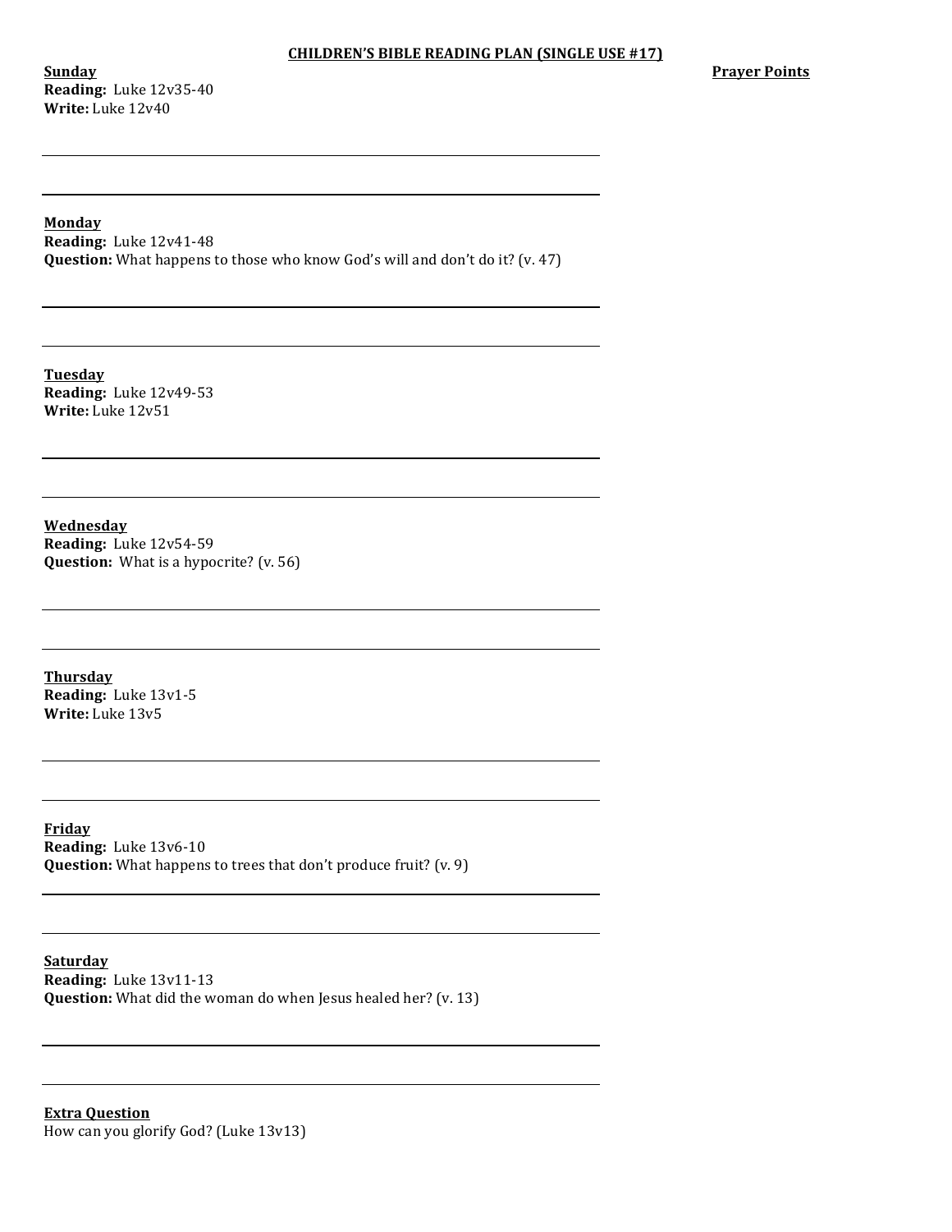**CHILDREN'S BIBLE READING PLAN (SINGLE USE #17)**

**Prayer Points**

**Sunday**
**Reading:** Luke 12v35-40
**Write:** Luke 12v40

**Monday**
**Reading:** Luke 12v41-48
**Question:** What happens to those who know God's will and don't do it? (v. 47)

**Tuesday**
**Reading:** Luke 12v49-53
**Write:** Luke 12v51

**Wednesday**
**Reading:** Luke 12v54-59
**Question:** What is a hypocrite? (v. 56)

**Thursday**
**Reading:** Luke 13v1-5
**Write:** Luke 13v5

**Friday**
**Reading:** Luke 13v6-10
**Question:** What happens to trees that don't produce fruit? (v. 9)

**Saturday**
**Reading:** Luke 13v11-13
**Question:** What did the woman do when Jesus healed her? (v. 13)

**Extra Question**
How can you glorify God? (Luke 13v13)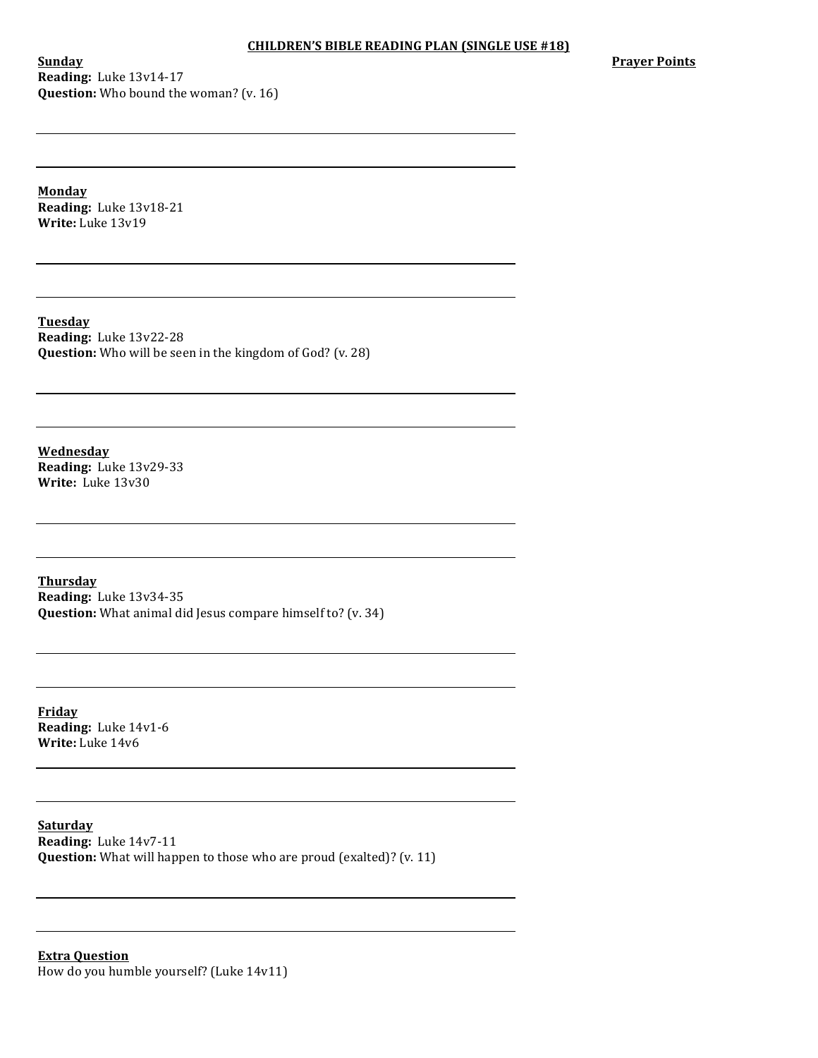**CHILDREN'S BIBLE READING PLAN (SINGLE USE #18)**

**Prayer Points**

**Sunday**
**Reading:** Luke 13v14-17
**Question:** Who bound the woman? (v. 16)

**Monday**
**Reading:** Luke 13v18-21
**Write:** Luke 13v19

**Tuesday**
**Reading:** Luke 13v22-28
**Question:** Who will be seen in the kingdom of God? (v. 28)

**Wednesday**
**Reading:** Luke 13v29-33
**Write:** Luke 13v30

**Thursday**
**Reading:** Luke 13v34-35
**Question:** What animal did Jesus compare himself to? (v. 34)

**Friday**
**Reading:** Luke 14v1-6
**Write:** Luke 14v6

**Saturday**
**Reading:** Luke 14v7-11
**Question:** What will happen to those who are proud (exalted)? (v. 11)

**Extra Question**
How do you humble yourself? (Luke 14v11)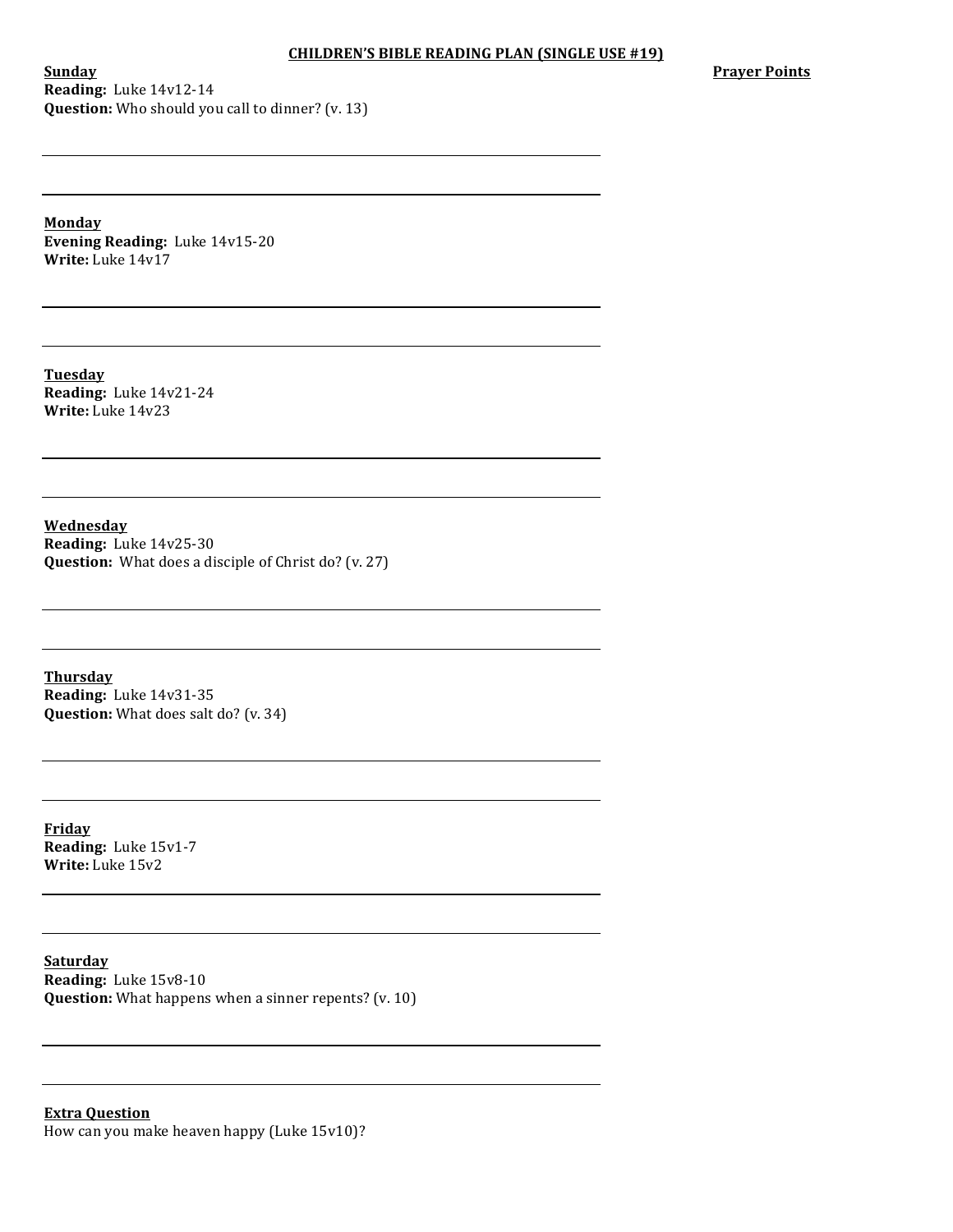**CHILDREN'S BIBLE READING PLAN (SINGLE USE #19)**

**Prayer Points**

**Sunday**
**Reading:** Luke 14v12-14
**Question:** Who should you call to dinner? (v. 13)

**Monday**
**Evening Reading:** Luke 14v15-20
**Write:** Luke 14v17

**Tuesday**
**Reading:** Luke 14v21-24
**Write:** Luke 14v23

**Wednesday**
**Reading:** Luke 14v25-30
**Question:** What does a disciple of Christ do? (v. 27)

**Thursday**
**Reading:** Luke 14v31-35
**Question:** What does salt do? (v. 34)

**Friday**
**Reading:** Luke 15v1-7
**Write:** Luke 15v2

**Saturday**
**Reading:** Luke 15v8-10
**Question:** What happens when a sinner repents? (v. 10)

**Extra Question**
How can you make heaven happy (Luke 15v10)?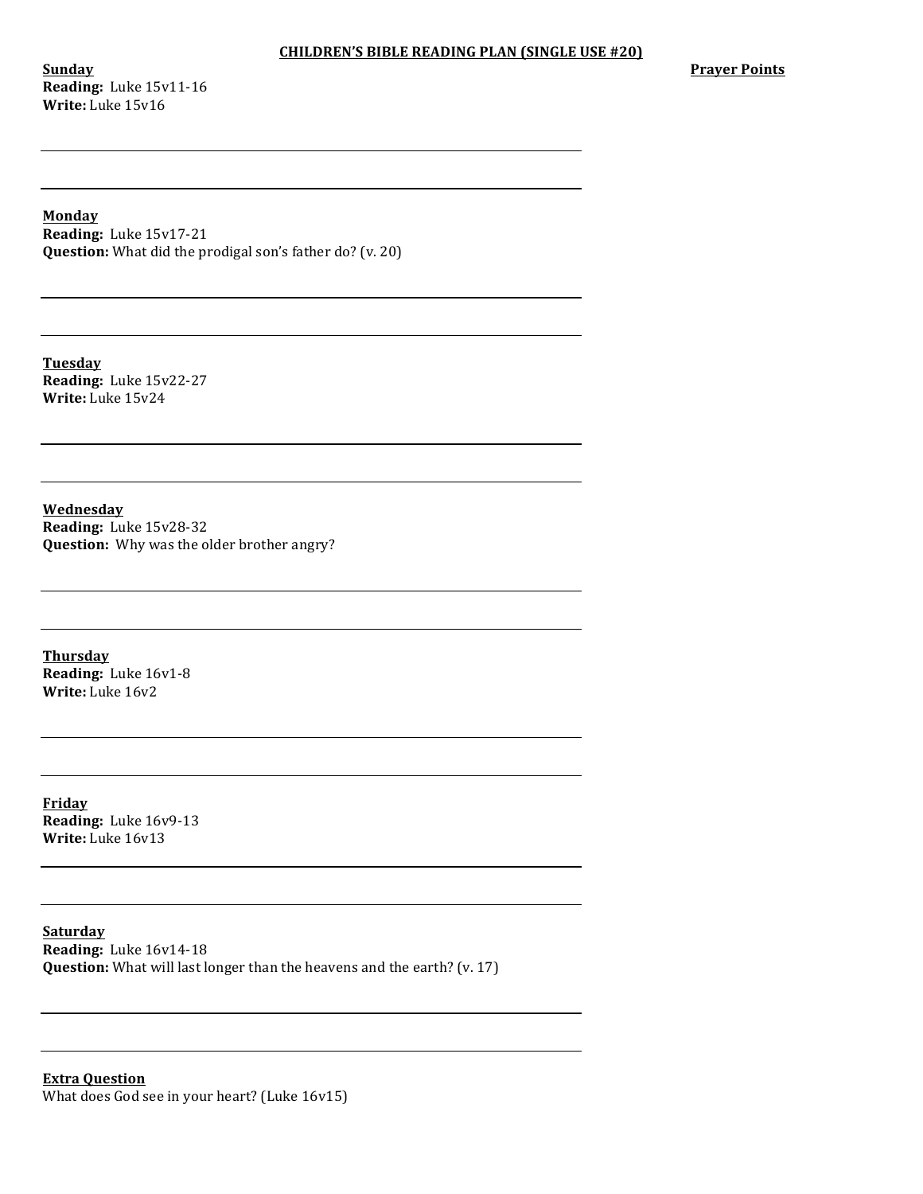**CHILDREN'S BIBLE READING PLAN (SINGLE USE #20)**

**Prayer Points**

**Sunday**
**Reading:** Luke 15v11-16
**Write:** Luke 15v16

**Monday**
**Reading:** Luke 15v17-21
**Question:** What did the prodigal son's father do? (v. 20)

**Tuesday**
**Reading:** Luke 15v22-27
**Write:** Luke 15v24

**Wednesday**
**Reading:** Luke 15v28-32
**Question:** Why was the older brother angry?

**Thursday**
**Reading:** Luke 16v1-8
**Write:** Luke 16v2

**Friday**
**Reading:** Luke 16v9-13
**Write:** Luke 16v13

**Saturday**
**Reading:** Luke 16v14-18
**Question:** What will last longer than the heavens and the earth? (v. 17)

**Extra Question**
What does God see in your heart? (Luke 16v15)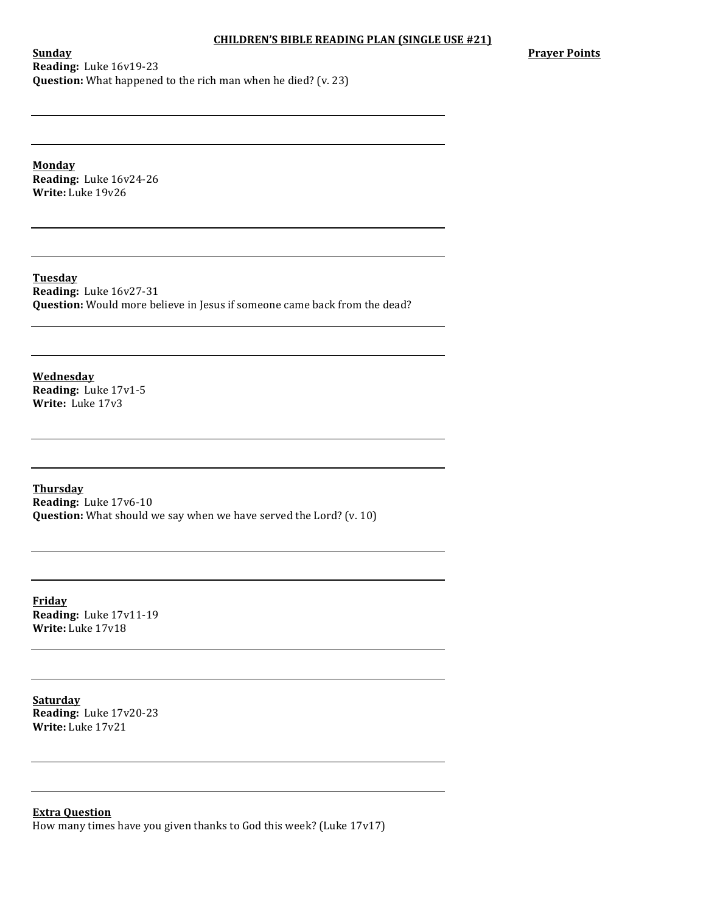**CHILDREN'S BIBLE READING PLAN (SINGLE USE #21)**

**Prayer Points**

**Sunday**
**Reading:** Luke 16v19-23
**Question:** What happened to the rich man when he died? (v. 23)

**Monday**
**Reading:** Luke 16v24-26
**Write:** Luke 19v26

**Tuesday**
**Reading:** Luke 16v27-31
**Question:** Would more believe in Jesus if someone came back from the dead?

**Wednesday**
**Reading:** Luke 17v1-5
**Write:** Luke 17v3

**Thursday**
**Reading:** Luke 17v6-10
**Question:** What should we say when we have served the Lord? (v. 10)

**Friday**
**Reading:** Luke 17v11-19
**Write:** Luke 17v18

**Saturday**
**Reading:** Luke 17v20-23
**Write:** Luke 17v21

**Extra Question**
How many times have you given thanks to God this week? (Luke 17v17)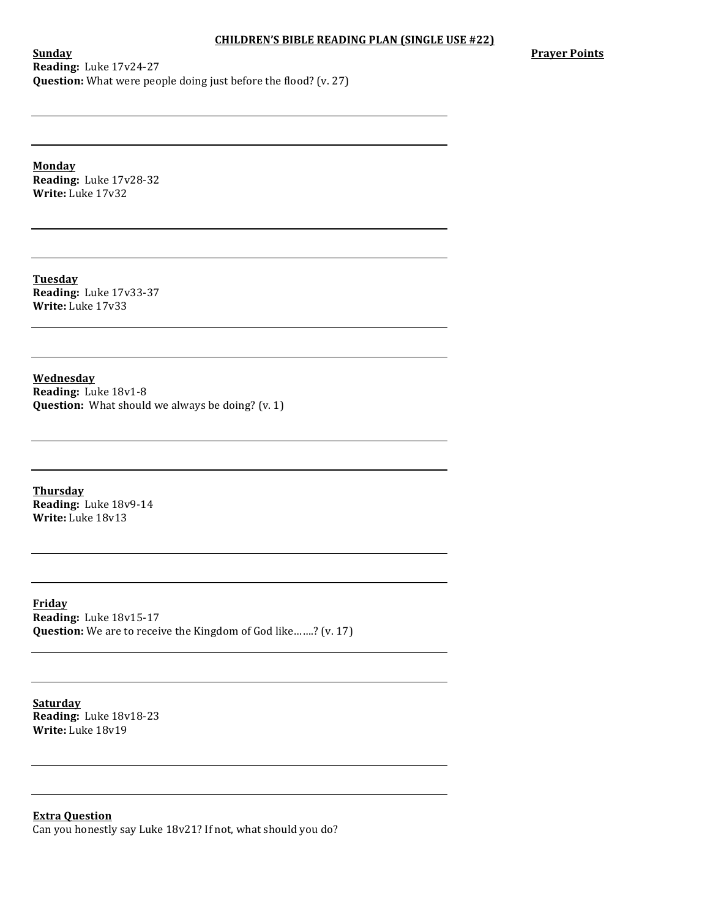**CHILDREN'S BIBLE READING PLAN (SINGLE USE #22)**

**Prayer Points**

**Sunday**
**Reading:** Luke 17v24-27
**Question:** What were people doing just before the flood? (v. 27)

**Monday**
**Reading:** Luke 17v28-32
**Write:** Luke 17v32

**Tuesday**
**Reading:** Luke 17v33-37
**Write:** Luke 17v33

**Wednesday**
**Reading:** Luke 18v1-8
**Question:** What should we always be doing? (v. 1)

**Thursday**
**Reading:** Luke 18v9-14
**Write:** Luke 18v13

**Friday**
**Reading:** Luke 18v15-17
**Question:** We are to receive the Kingdom of God like…….? (v. 17)

**Saturday**
**Reading:** Luke 18v18-23
**Write:** Luke 18v19

**Extra Question**
Can you honestly say Luke 18v21? If not, what should you do?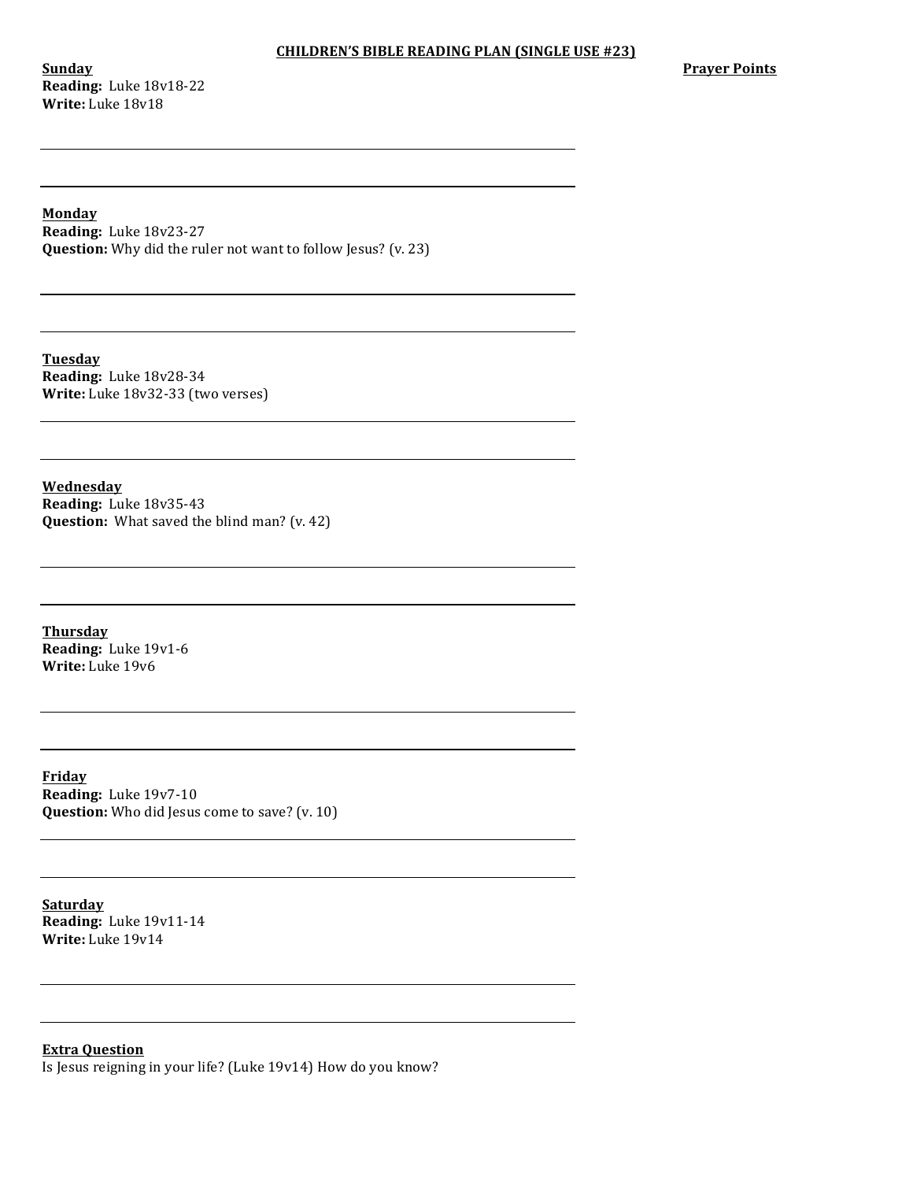**CHILDREN'S BIBLE READING PLAN (SINGLE USE #23)**

**Prayer Points**

**Sunday**
**Reading:** Luke 18v18-22
**Write:** Luke 18v18

**Monday**
**Reading:** Luke 18v23-27
**Question:** Why did the ruler not want to follow Jesus? (v. 23)

**Tuesday**
**Reading:** Luke 18v28-34
**Write:** Luke 18v32-33 (two verses)

**Wednesday**
**Reading:** Luke 18v35-43
**Question:** What saved the blind man? (v. 42)

**Thursday**
**Reading:** Luke 19v1-6
**Write:** Luke 19v6

**Friday**
**Reading:** Luke 19v7-10
**Question:** Who did Jesus come to save? (v. 10)

**Saturday**
**Reading:** Luke 19v11-14
**Write:** Luke 19v14

**Extra Question**
Is Jesus reigning in your life? (Luke 19v14) How do you know?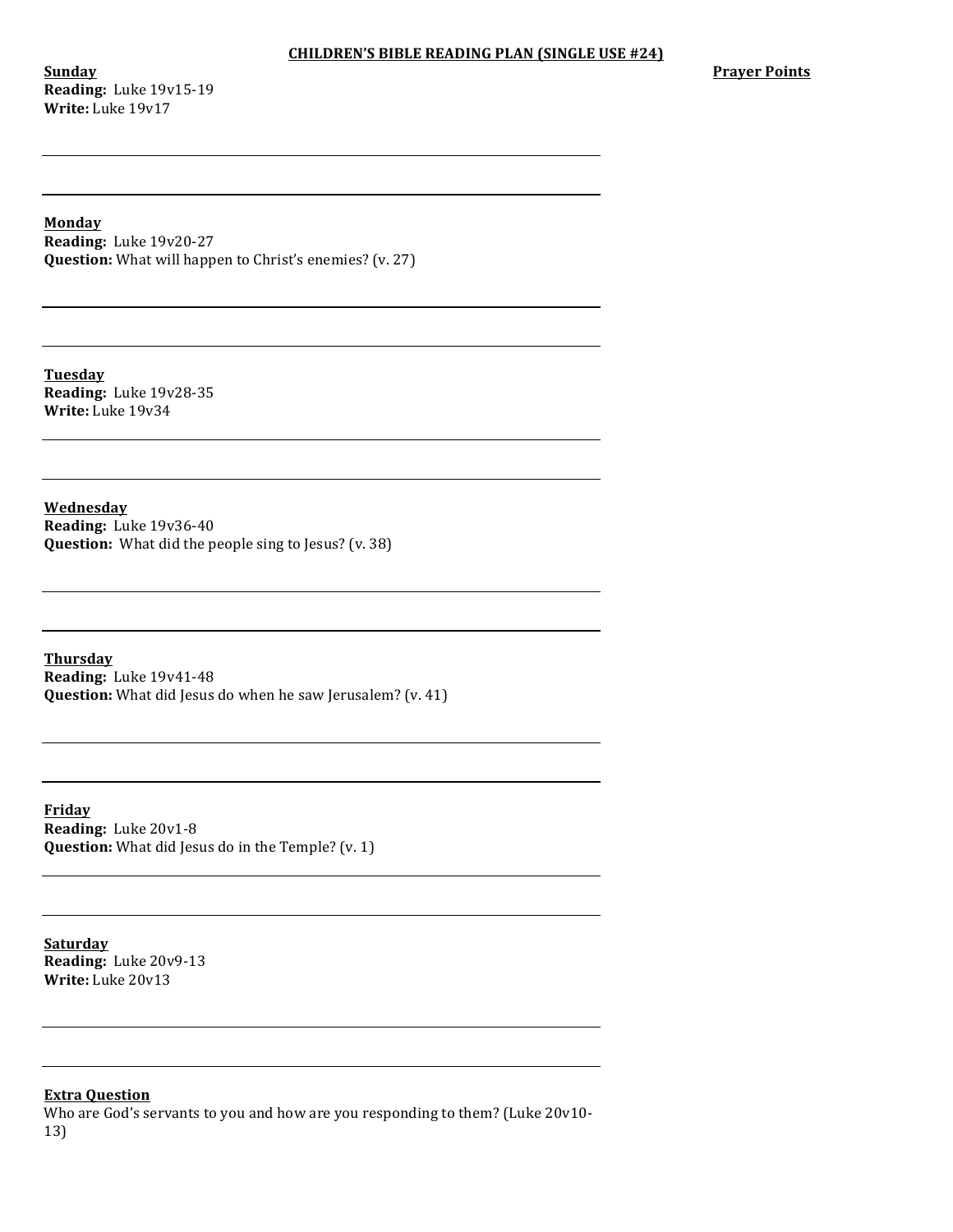**CHILDREN'S BIBLE READING PLAN (SINGLE USE #24)**

**Sunday**
**Reading:** Luke 19v15-19
**Write:** Luke 19v17

**Prayer Points**

**Monday**
**Reading:** Luke 19v20-27
**Question:** What will happen to Christ's enemies? (v. 27)

**Tuesday**
**Reading:** Luke 19v28-35
**Write:** Luke 19v34

**Wednesday**
**Reading:** Luke 19v36-40
**Question:** What did the people sing to Jesus? (v. 38)

**Thursday**
**Reading:** Luke 19v41-48
**Question:** What did Jesus do when he saw Jerusalem? (v. 41)

**Friday**
**Reading:** Luke 20v1-8
**Question:** What did Jesus do in the Temple? (v. 1)

**Saturday**
**Reading:** Luke 20v9-13
**Write:** Luke 20v13

**Extra Question**
Who are God's servants to you and how are you responding to them? (Luke 20v10-13)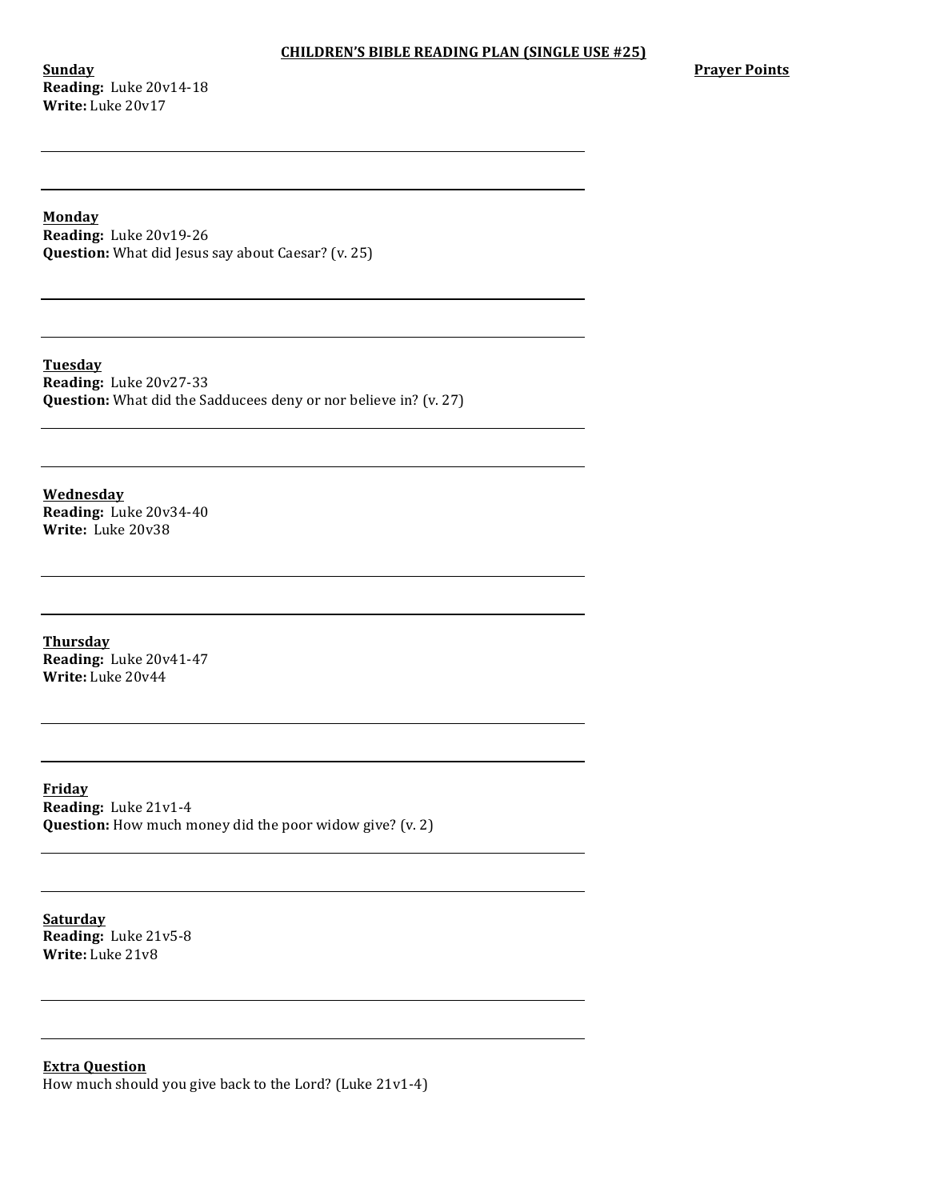**CHILDREN'S BIBLE READING PLAN (SINGLE USE #25)**

**Sunday**
**Reading:** Luke 20v14-18
**Write:** Luke 20v17

**Prayer Points**

**Monday**
**Reading:** Luke 20v19-26
**Question:** What did Jesus say about Caesar? (v. 25)

**Tuesday**
**Reading:** Luke 20v27-33
**Question:** What did the Sadducees deny or nor believe in? (v. 27)

**Wednesday**
**Reading:** Luke 20v34-40
**Write:** Luke 20v38

**Thursday**
**Reading:** Luke 20v41-47
**Write:** Luke 20v44

**Friday**
**Reading:** Luke 21v1-4
**Question:** How much money did the poor widow give? (v. 2)

**Saturday**
**Reading:** Luke 21v5-8
**Write:** Luke 21v8

**Extra Question**
How much should you give back to the Lord? (Luke 21v1-4)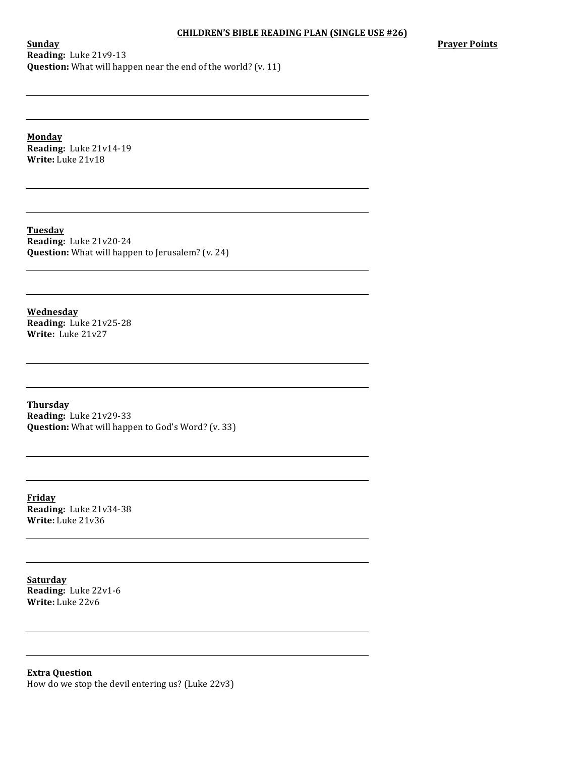**CHILDREN'S BIBLE READING PLAN (SINGLE USE #26)**

**Prayer Points**

**Sunday**
**Reading:** Luke 21v9-13
**Question:** What will happen near the end of the world? (v. 11)

**Monday**
**Reading:** Luke 21v14-19
**Write:** Luke 21v18

**Tuesday**
**Reading:** Luke 21v20-24
**Question:** What will happen to Jerusalem? (v. 24)

**Wednesday**
**Reading:** Luke 21v25-28
**Write:** Luke 21v27

**Thursday**
**Reading:** Luke 21v29-33
**Question:** What will happen to God's Word? (v. 33)

**Friday**
**Reading:** Luke 21v34-38
**Write:** Luke 21v36

**Saturday**
**Reading:** Luke 22v1-6
**Write:** Luke 22v6

**Extra Question**
How do we stop the devil entering us? (Luke 22v3)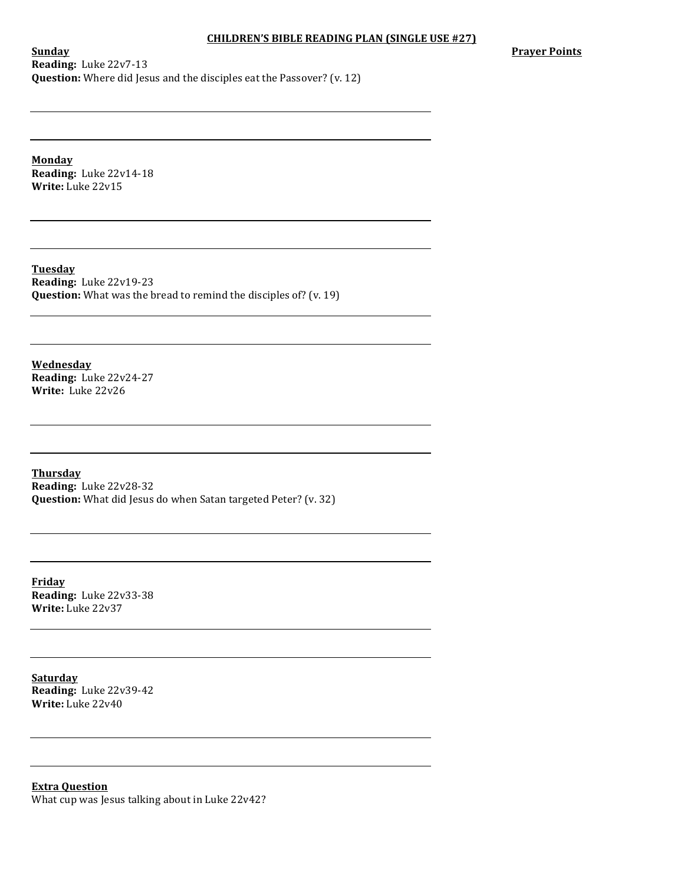# CHILDREN'S BIBLE READING PLAN (SINGLE USE #27)

**Prayer Points**

**Sunday**
**Reading:** Luke 22v7-13
**Question:** Where did Jesus and the disciples eat the Passover? (v. 12)

**Monday**
**Reading:** Luke 22v14-18
**Write:** Luke 22v15

**Tuesday**
**Reading:** Luke 22v19-23
**Question:** What was the bread to remind the disciples of? (v. 19)

**Wednesday**
**Reading:** Luke 22v24-27
**Write:** Luke 22v26

**Thursday**
**Reading:** Luke 22v28-32
**Question:** What did Jesus do when Satan targeted Peter? (v. 32)

**Friday**
**Reading:** Luke 22v33-38
**Write:** Luke 22v37

**Saturday**
**Reading:** Luke 22v39-42
**Write:** Luke 22v40

**Extra Question**
What cup was Jesus talking about in Luke 22v42?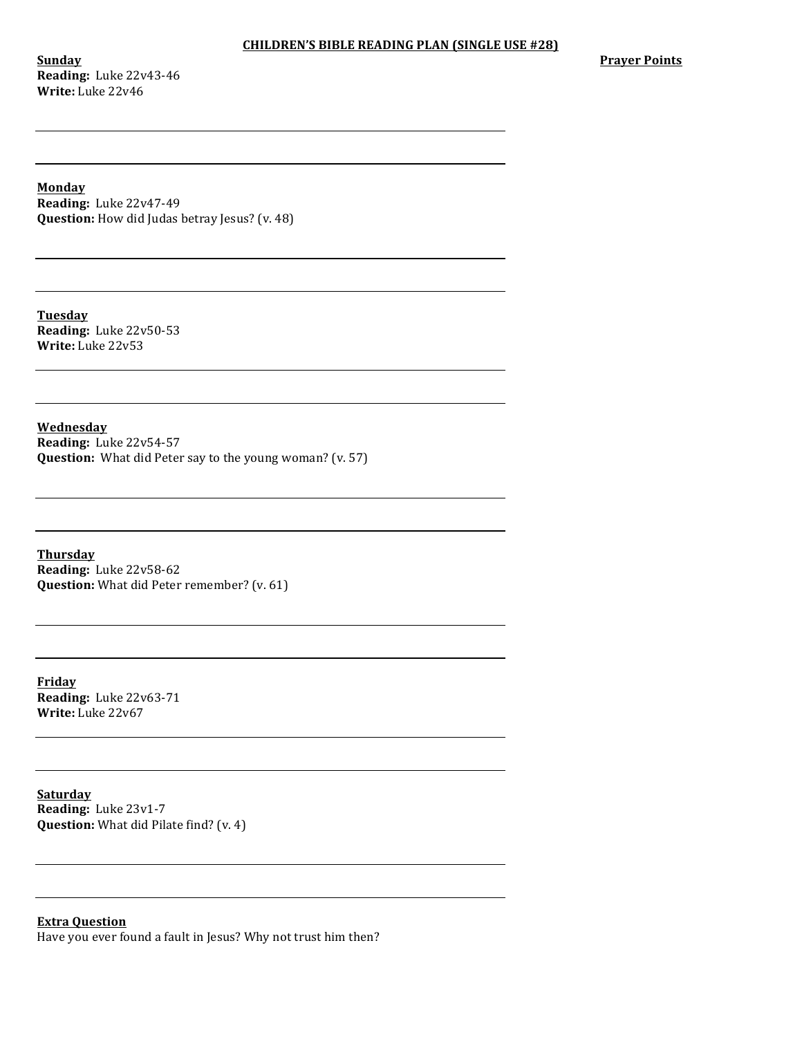**CHILDREN'S BIBLE READING PLAN (SINGLE USE #28)**

**Prayer Points**

**Sunday**
**Reading:** Luke 22v43-46
**Write:** Luke 22v46

---

---

**Monday**
**Reading:** Luke 22v47-49
**Question:** How did Judas betray Jesus? (v. 48)

---

---

**Tuesday**
**Reading:** Luke 22v50-53
**Write:** Luke 22v53

---

---

**Wednesday**
**Reading:** Luke 22v54-57
**Question:** What did Peter say to the young woman? (v. 57)

---

---

**Thursday**
**Reading:** Luke 22v58-62
**Question:** What did Peter remember? (v. 61)

---

---

**Friday**
**Reading:** Luke 22v63-71
**Write:** Luke 22v67

---

---

**Saturday**
**Reading:** Luke 23v1-7
**Question:** What did Pilate find? (v. 4)

---

---

**Extra Question**
Have you ever found a fault in Jesus? Why not trust him then?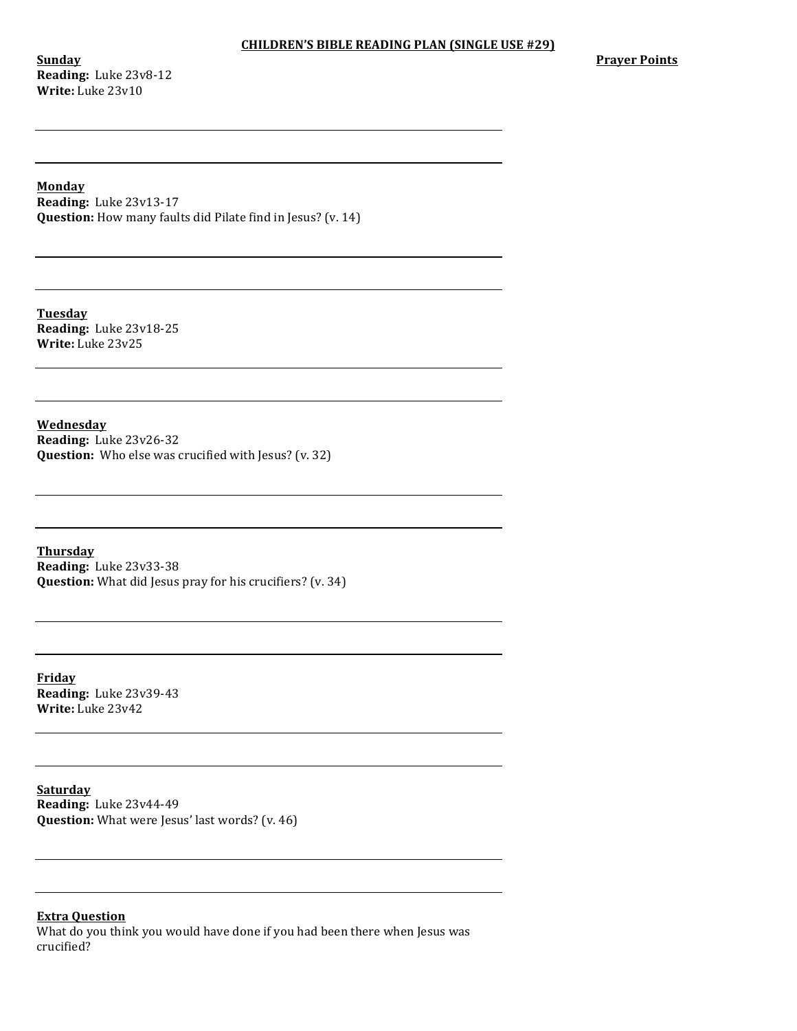**CHILDREN'S BIBLE READING PLAN (SINGLE USE #29)**

**Prayer Points**

**Sunday**
**Reading:** Luke 23v8-12
**Write:** Luke 23v10

**Monday**
**Reading:** Luke 23v13-17
**Question:** How many faults did Pilate find in Jesus? (v. 14)

**Tuesday**
**Reading:** Luke 23v18-25
**Write:** Luke 23v25

**Wednesday**
**Reading:** Luke 23v26-32
**Question:** Who else was crucified with Jesus? (v. 32)

**Thursday**
**Reading:** Luke 23v33-38
**Question:** What did Jesus pray for his crucifiers? (v. 34)

**Friday**
**Reading:** Luke 23v39-43
**Write:** Luke 23v42

**Saturday**
**Reading:** Luke 23v44-49
**Question:** What were Jesus' last words? (v. 46)

**Extra Question**
What do you think you would have done if you had been there when Jesus was crucified?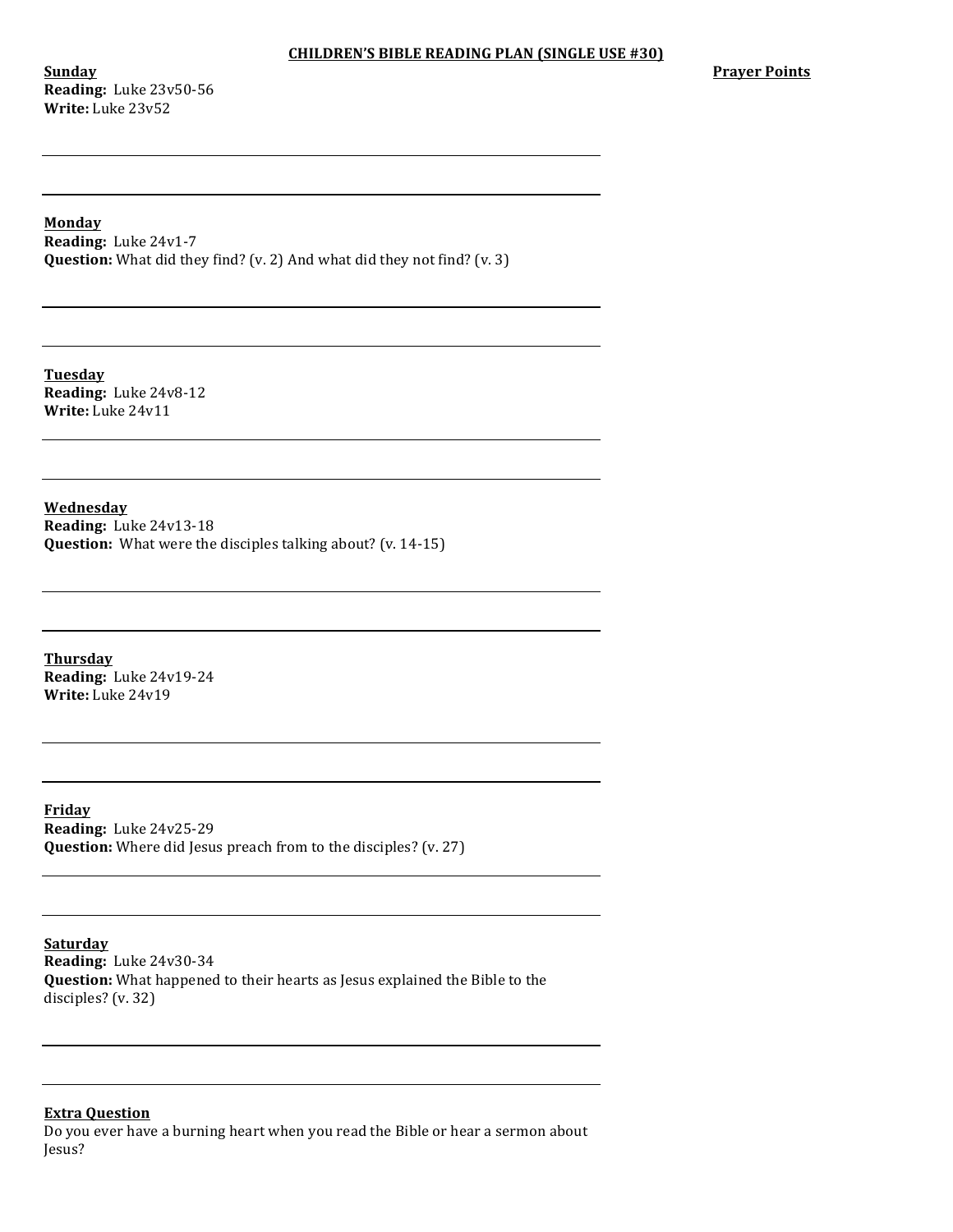## CHILDREN'S BIBLE READING PLAN (SINGLE USE #30)

**Prayer Points**

**Sunday**
**Reading:** Luke 23v50-56
**Write:** Luke 23v52

**Monday**
**Reading:** Luke 24v1-7
**Question:** What did they find? (v. 2) And what did they not find? (v. 3)

**Tuesday**
**Reading:** Luke 24v8-12
**Write:** Luke 24v11

**Wednesday**
**Reading:** Luke 24v13-18
**Question:** What were the disciples talking about? (v. 14-15)

**Thursday**
**Reading:** Luke 24v19-24
**Write:** Luke 24v19

**Friday**
**Reading:** Luke 24v25-29
**Question:** Where did Jesus preach from to the disciples? (v. 27)

**Saturday**
**Reading:** Luke 24v30-34
**Question:** What happened to their hearts as Jesus explained the Bible to the disciples? (v. 32)

**Extra Question**
Do you ever have a burning heart when you read the Bible or hear a sermon about Jesus?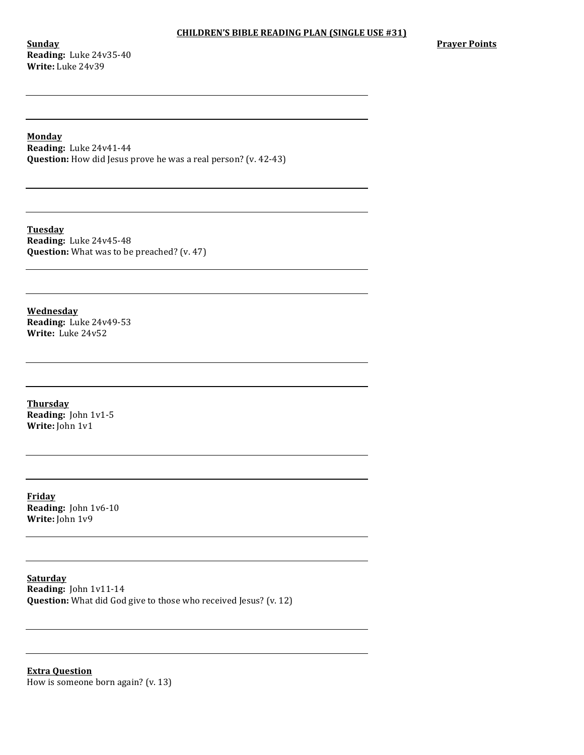# CHILDREN'S BIBLE READING PLAN (SINGLE USE #31)

**Prayer Points**

**Sunday**
**Reading:** Luke 24v35-40
**Write:** Luke 24v39

**Monday**
**Reading:** Luke 24v41-44
**Question:** How did Jesus prove he was a real person? (v. 42-43)

**Tuesday**
**Reading:** Luke 24v45-48
**Question:** What was to be preached? (v. 47)

**Wednesday**
**Reading:** Luke 24v49-53
**Write:** Luke 24v52

**Thursday**
**Reading:** John 1v1-5
**Write:** John 1v1

**Friday**
**Reading:** John 1v6-10
**Write:** John 1v9

**Saturday**
**Reading:** John 1v11-14
**Question:** What did God give to those who received Jesus? (v. 12)

**Extra Question**
How is someone born again? (v. 13)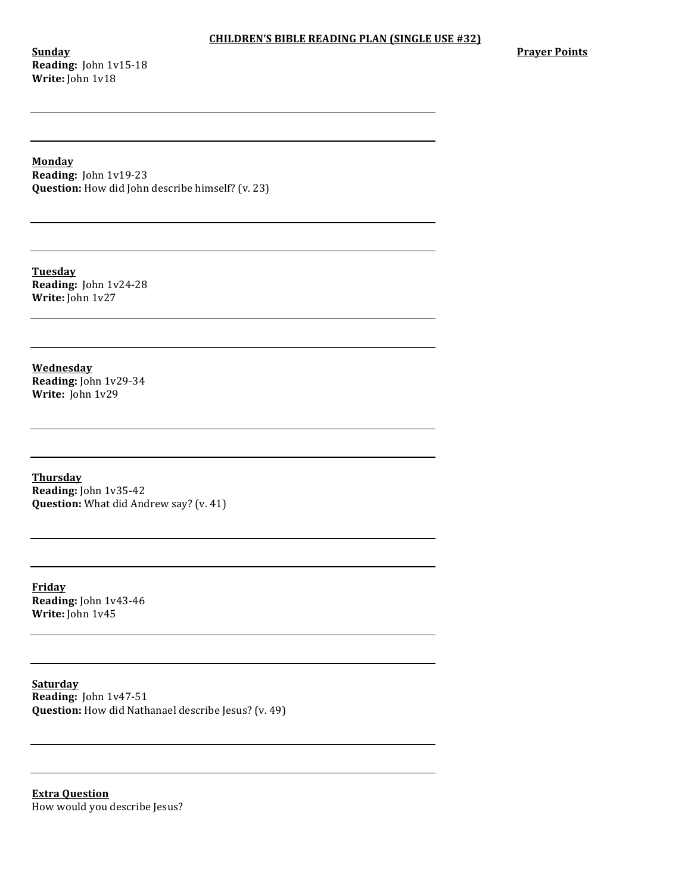## CHILDREN'S BIBLE READING PLAN (SINGLE USE #32)

**Prayer Points**

**Sunday**
**Reading:** John 1v15-18
**Write:** John 1v18

**Monday**
**Reading:** John 1v19-23
**Question:** How did John describe himself? (v. 23)

**Tuesday**
**Reading:** John 1v24-28
**Write:** John 1v27

**Wednesday**
**Reading:** John 1v29-34
**Write:** John 1v29

**Thursday**
**Reading:** John 1v35-42
**Question:** What did Andrew say? (v. 41)

**Friday**
**Reading:** John 1v43-46
**Write:** John 1v45

**Saturday**
**Reading:** John 1v47-51
**Question:** How did Nathanael describe Jesus? (v. 49)

**Extra Question**
How would you describe Jesus?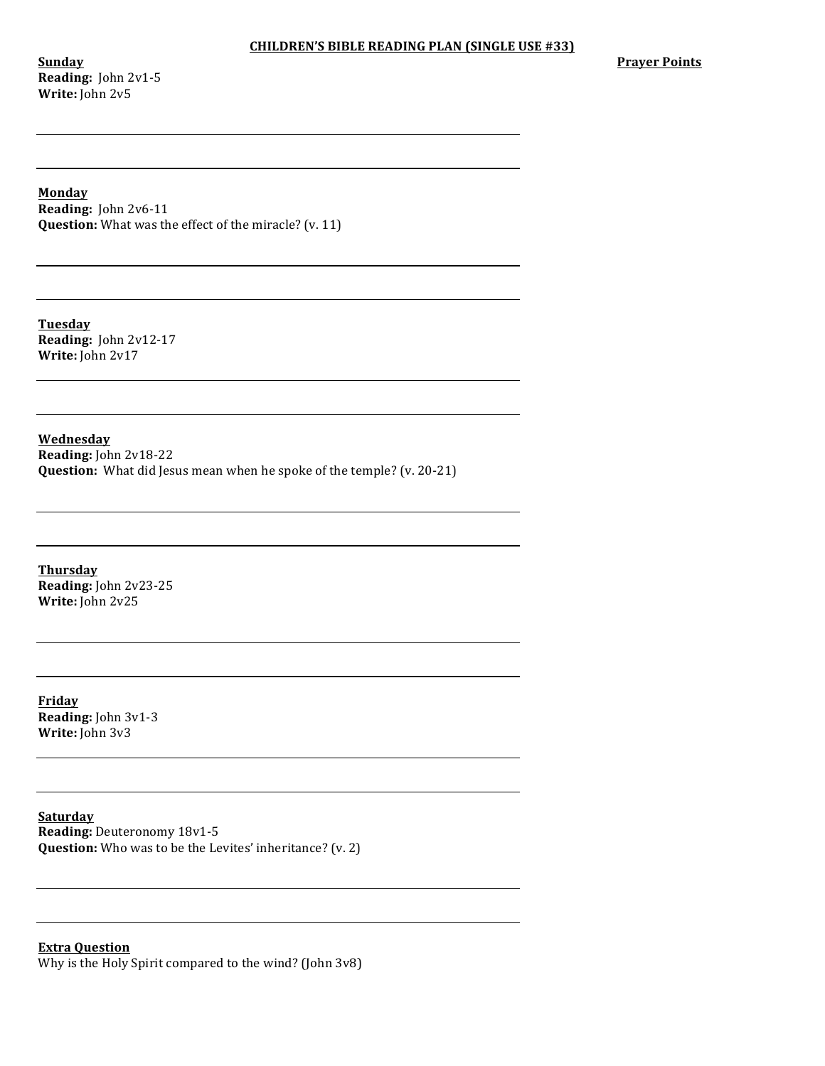# CHILDREN'S BIBLE READING PLAN (SINGLE USE #33)

**Prayer Points**

**Sunday**
**Reading:** John 2v1-5
**Write:** John 2v5

**Monday**
**Reading:** John 2v6-11
**Question:** What was the effect of the miracle? (v. 11)

**Tuesday**
**Reading:** John 2v12-17
**Write:** John 2v17

**Wednesday**
**Reading:** John 2v18-22
**Question:** What did Jesus mean when he spoke of the temple? (v. 20-21)

**Thursday**
**Reading:** John 2v23-25
**Write:** John 2v25

**Friday**
**Reading:** John 3v1-3
**Write:** John 3v3

**Saturday**
**Reading:** Deuteronomy 18v1-5
**Question:** Who was to be the Levites' inheritance? (v. 2)

**Extra Question**
Why is the Holy Spirit compared to the wind? (John 3v8)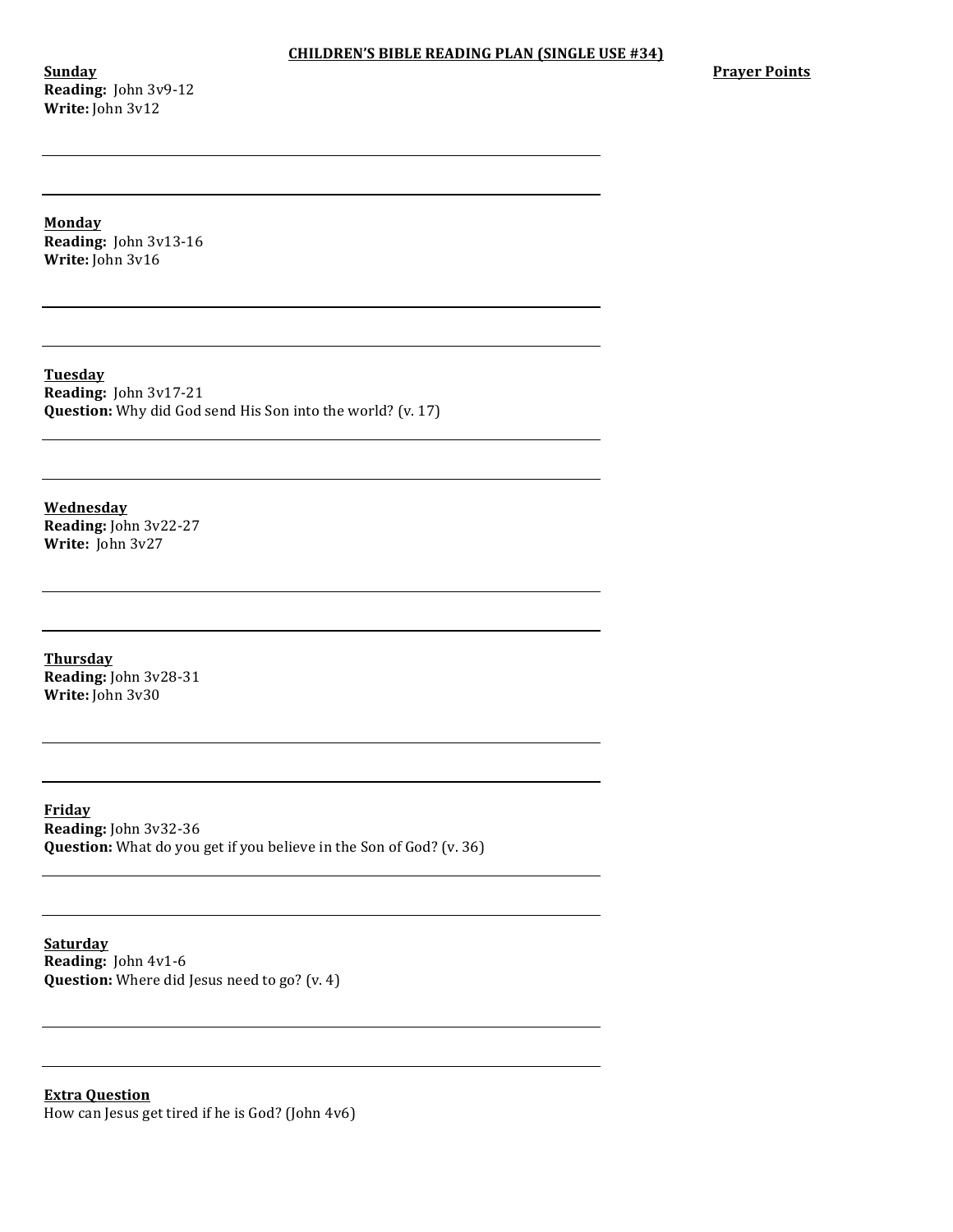# CHILDREN'S BIBLE READING PLAN (SINGLE USE #34)

**Prayer Points**

**Sunday**
**Reading:** John 3v9-12
**Write:** John 3v12

**Monday**
**Reading:** John 3v13-16
**Write:** John 3v16

**Tuesday**
**Reading:** John 3v17-21
**Question:** Why did God send His Son into the world? (v. 17)

**Wednesday**
**Reading:** John 3v22-27
**Write:** John 3v27

**Thursday**
**Reading:** John 3v28-31
**Write:** John 3v30

**Friday**
**Reading:** John 3v32-36
**Question:** What do you get if you believe in the Son of God? (v. 36)

**Saturday**
**Reading:** John 4v1-6
**Question:** Where did Jesus need to go? (v. 4)

**Extra Question**
How can Jesus get tired if he is God? (John 4v6)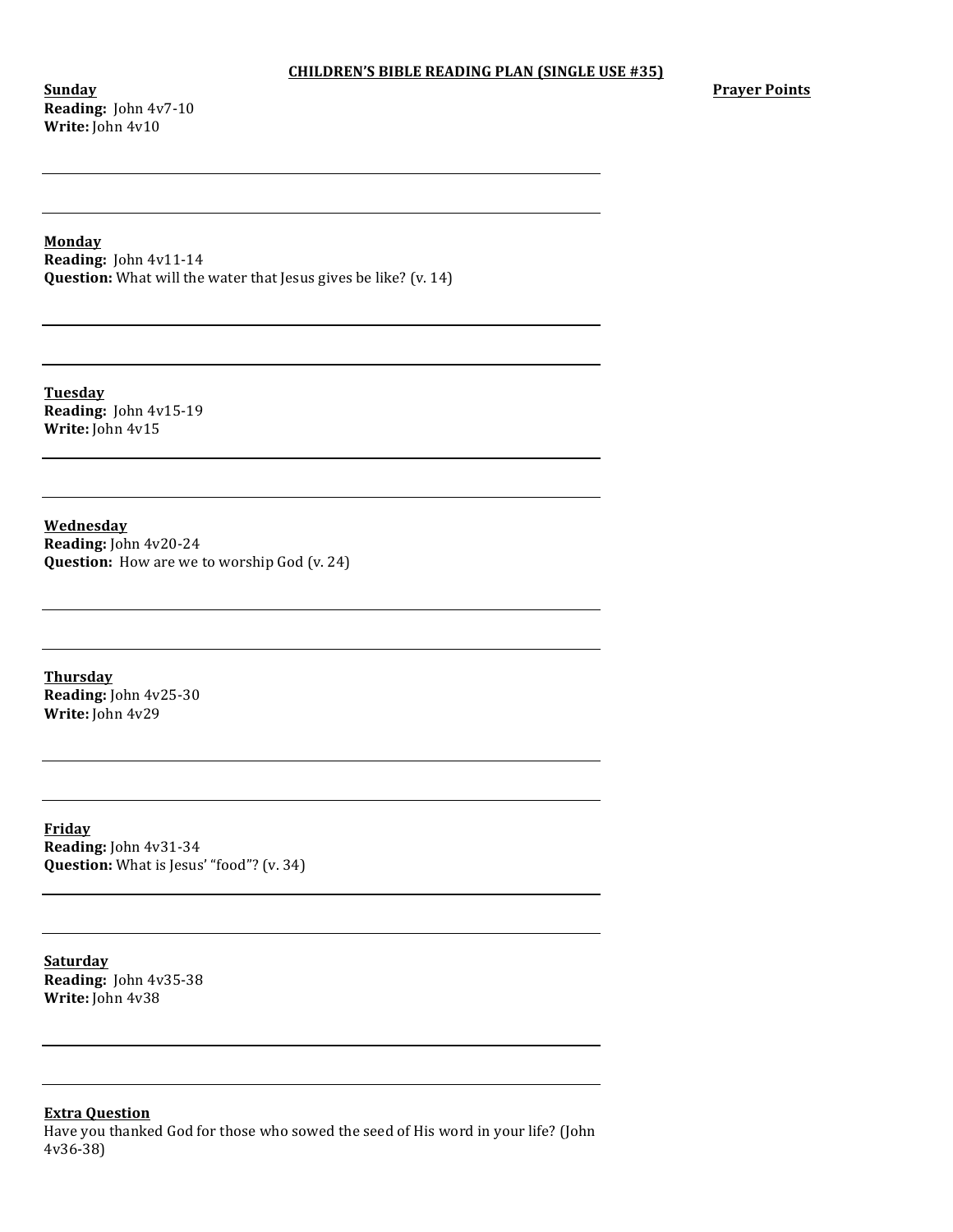**CHILDREN'S BIBLE READING PLAN (SINGLE USE #35)**

**Sunday**
**Reading:** John 4v7-10
**Write:** John 4v10

**Prayer Points**

**Monday**
**Reading:** John 4v11-14
**Question:** What will the water that Jesus gives be like? (v. 14)

**Tuesday**
**Reading:** John 4v15-19
**Write:** John 4v15

**Wednesday**
**Reading:** John 4v20-24
**Question:** How are we to worship God (v. 24)

**Thursday**
**Reading:** John 4v25-30
**Write:** John 4v29

**Friday**
**Reading:** John 4v31-34
**Question:** What is Jesus' "food"? (v. 34)

**Saturday**
**Reading:** John 4v35-38
**Write:** John 4v38

**Extra Question**
Have you thanked God for those who sowed the seed of His word in your life? (John 4v36-38)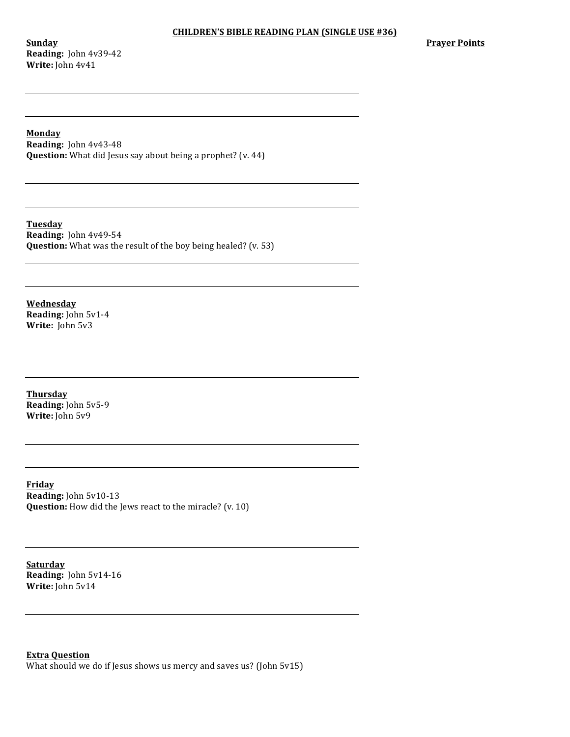**CHILDREN'S BIBLE READING PLAN (SINGLE USE #36)**

**Prayer Points**

**Sunday**
**Reading:** John 4v39-42
**Write:** John 4v41

**Monday**
**Reading:** John 4v43-48
**Question:** What did Jesus say about being a prophet? (v. 44)

**Tuesday**
**Reading:** John 4v49-54
**Question:** What was the result of the boy being healed? (v. 53)

**Wednesday**
**Reading:** John 5v1-4
**Write:** John 5v3

**Thursday**
**Reading:** John 5v5-9
**Write:** John 5v9

**Friday**
**Reading:** John 5v10-13
**Question:** How did the Jews react to the miracle? (v. 10)

**Saturday**
**Reading:** John 5v14-16
**Write:** John 5v14

**Extra Question**
What should we do if Jesus shows us mercy and saves us? (John 5v15)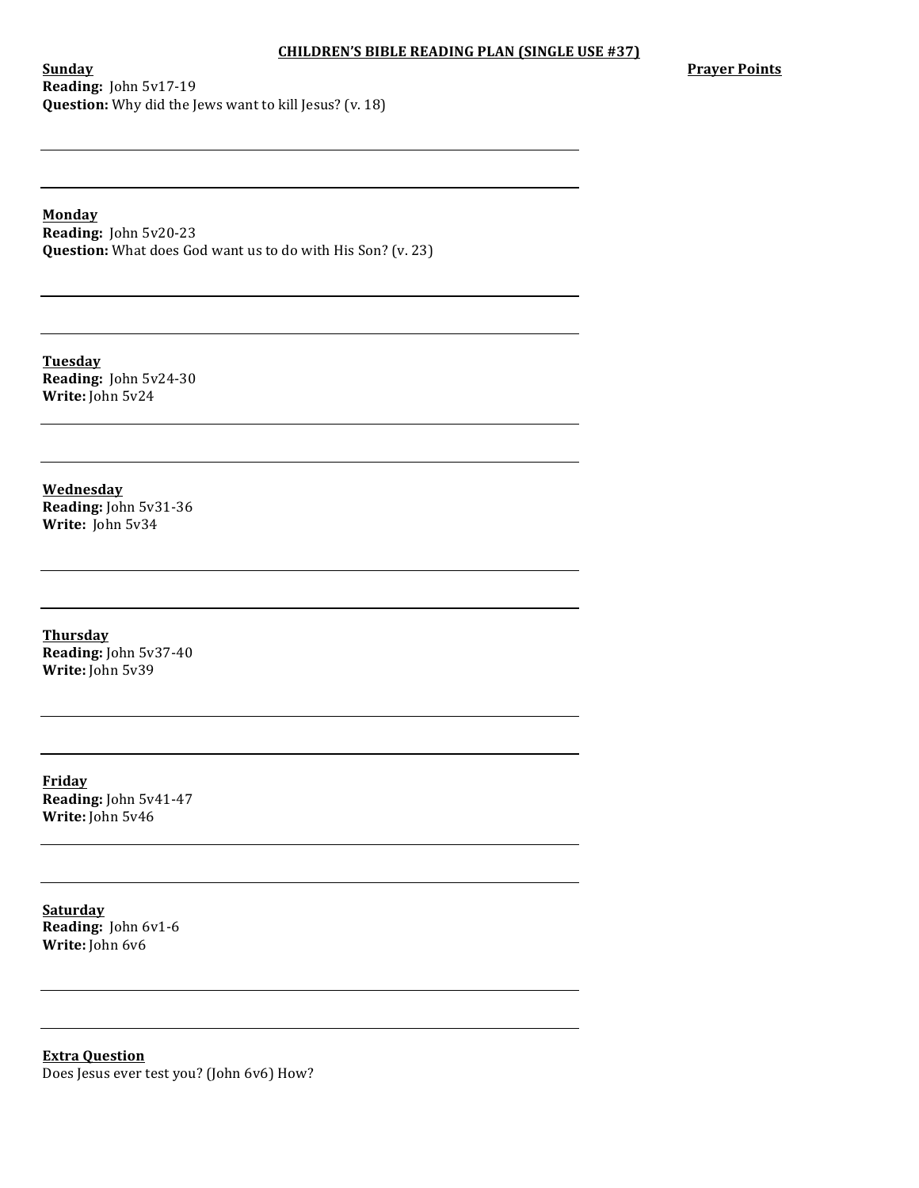**CHILDREN'S BIBLE READING PLAN (SINGLE USE #37)**

**Sunday**
**Reading:** John 5v17-19
**Question:** Why did the Jews want to kill Jesus? (v. 18)

**Prayer Points**

**Monday**
**Reading:** John 5v20-23
**Question:** What does God want us to do with His Son? (v. 23)

**Tuesday**
**Reading:** John 5v24-30
**Write:** John 5v24

**Wednesday**
**Reading:** John 5v31-36
**Write:** John 5v34

**Thursday**
**Reading:** John 5v37-40
**Write:** John 5v39

**Friday**
**Reading:** John 5v41-47
**Write:** John 5v46

**Saturday**
**Reading:** John 6v1-6
**Write:** John 6v6

**Extra Question**
Does Jesus ever test you? (John 6v6) How?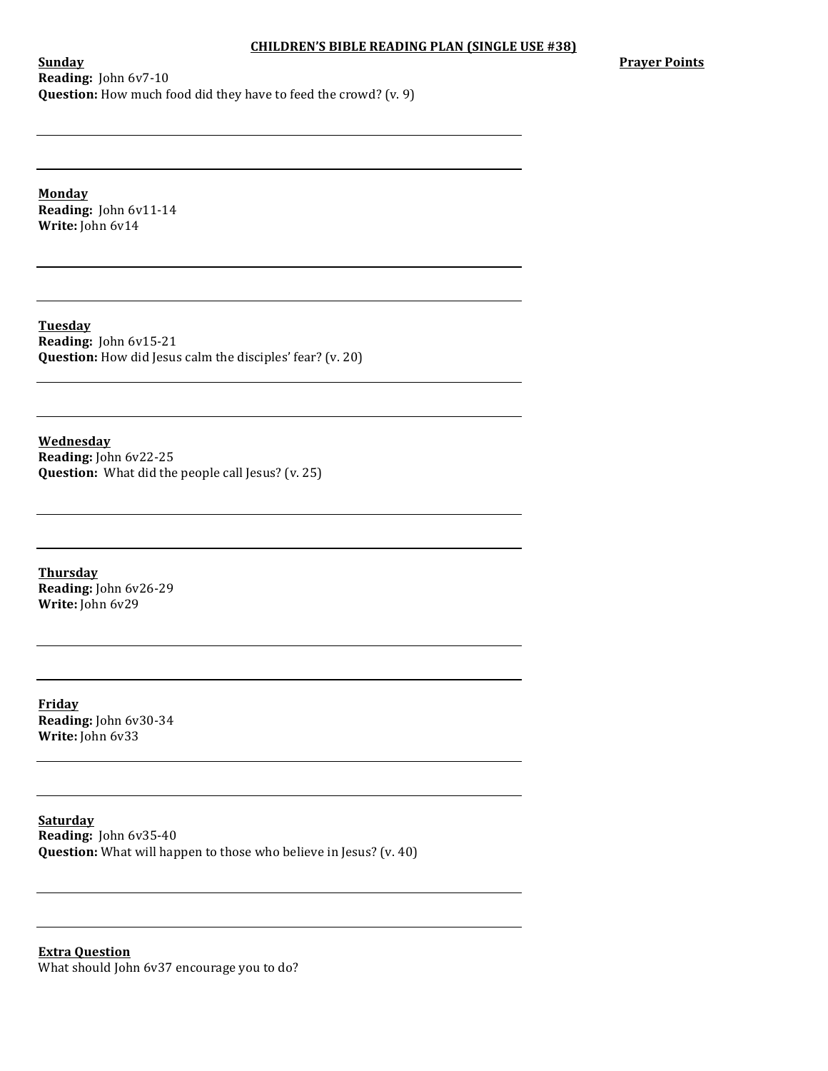**CHILDREN'S BIBLE READING PLAN (SINGLE USE #38)**

**Sunday**
**Reading:** John 6v7-10
**Question:** How much food did they have to feed the crowd? (v. 9)

**Prayer Points**

**Monday**
**Reading:** John 6v11-14
**Write:** John 6v14

**Tuesday**
**Reading:** John 6v15-21
**Question:** How did Jesus calm the disciples' fear? (v. 20)

**Wednesday**
**Reading:** John 6v22-25
**Question:** What did the people call Jesus? (v. 25)

**Thursday**
**Reading:** John 6v26-29
**Write:** John 6v29

**Friday**
**Reading:** John 6v30-34
**Write:** John 6v33

**Saturday**
**Reading:** John 6v35-40
**Question:** What will happen to those who believe in Jesus? (v. 40)

**Extra Question**
What should John 6v37 encourage you to do?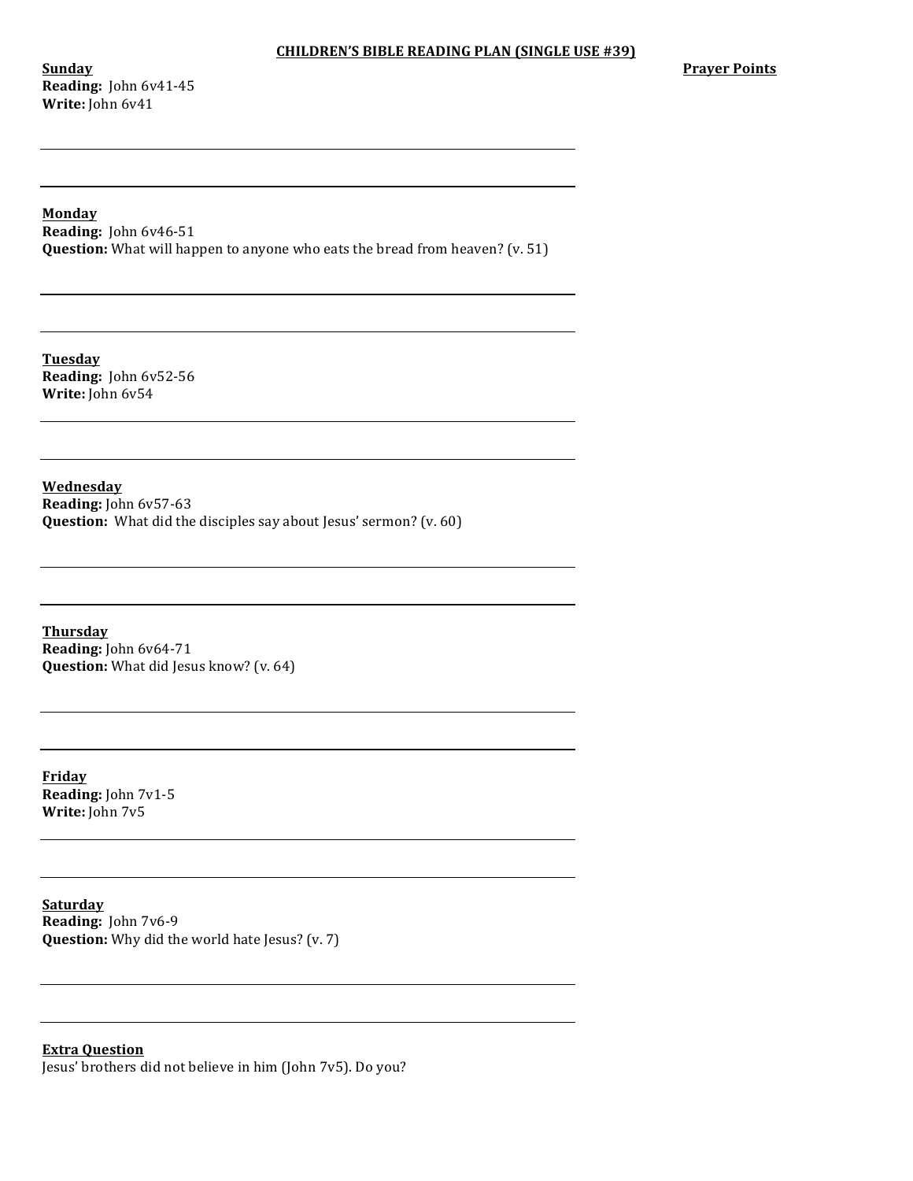# CHILDREN'S BIBLE READING PLAN (SINGLE USE #39)

**Prayer Points**

**Sunday**
**Reading:** John 6v41-45
**Write:** John 6v41

**Monday**
**Reading:** John 6v46-51
**Question:** What will happen to anyone who eats the bread from heaven? (v. 51)

**Tuesday**
**Reading:** John 6v52-56
**Write:** John 6v54

**Wednesday**
**Reading:** John 6v57-63
**Question:** What did the disciples say about Jesus' sermon? (v. 60)

**Thursday**
**Reading:** John 6v64-71
**Question:** What did Jesus know? (v. 64)

**Friday**
**Reading:** John 7v1-5
**Write:** John 7v5

**Saturday**
**Reading:** John 7v6-9
**Question:** Why did the world hate Jesus? (v. 7)

**Extra Question**
Jesus' brothers did not believe in him (John 7v5). Do you?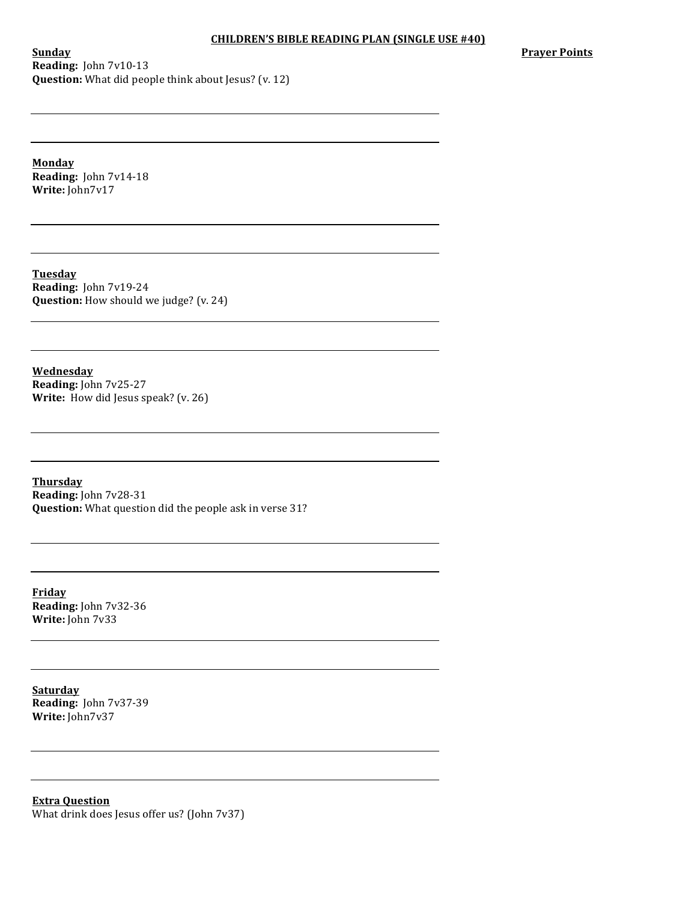# CHILDREN'S BIBLE READING PLAN (SINGLE USE #40)

**Prayer Points**

**Sunday**
**Reading:** John 7v10-13
**Question:** What did people think about Jesus? (v. 12)

**Monday**
**Reading:** John 7v14-18
**Write:** John7v17

**Tuesday**
**Reading:** John 7v19-24
**Question:** How should we judge? (v. 24)

**Wednesday**
**Reading:** John 7v25-27
**Write:** How did Jesus speak? (v. 26)

**Thursday**
**Reading:** John 7v28-31
**Question:** What question did the people ask in verse 31?

**Friday**
**Reading:** John 7v32-36
**Write:** John 7v33

**Saturday**
**Reading:** John 7v37-39
**Write:** John7v37

**Extra Question**
What drink does Jesus offer us? (John 7v37)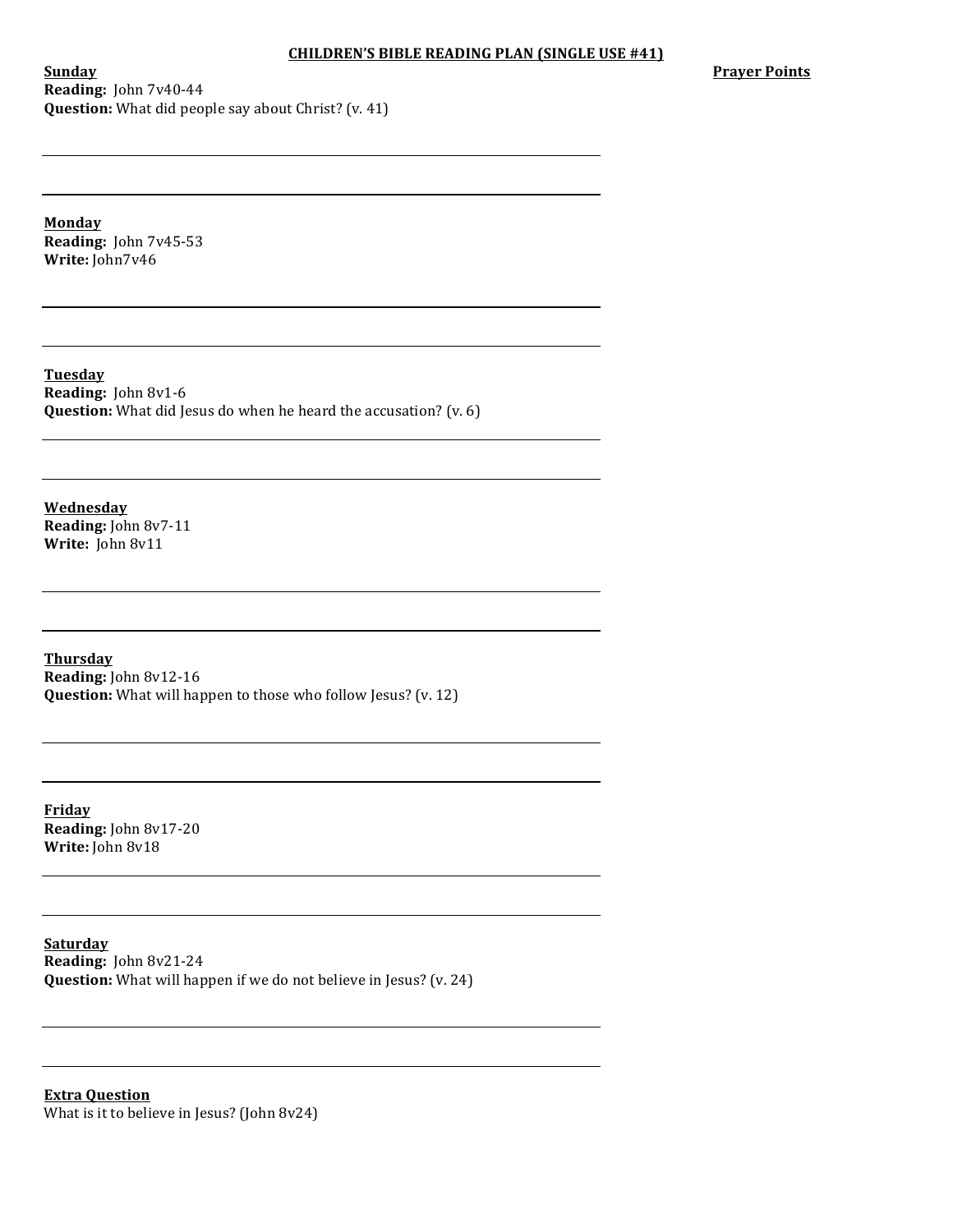## CHILDREN'S BIBLE READING PLAN (SINGLE USE #41)

**Prayer Points**

**Sunday**
**Reading:** John 7v40-44
**Question:** What did people say about Christ? (v. 41)

**Monday**
**Reading:** John 7v45-53
**Write:** John7v46

**Tuesday**
**Reading:** John 8v1-6
**Question:** What did Jesus do when he heard the accusation? (v. 6)

**Wednesday**
**Reading:** John 8v7-11
**Write:** John 8v11

**Thursday**
**Reading:** John 8v12-16
**Question:** What will happen to those who follow Jesus? (v. 12)

**Friday**
**Reading:** John 8v17-20
**Write:** John 8v18

**Saturday**
**Reading:** John 8v21-24
**Question:** What will happen if we do not believe in Jesus? (v. 24)

**Extra Question**
What is it to believe in Jesus? (John 8v24)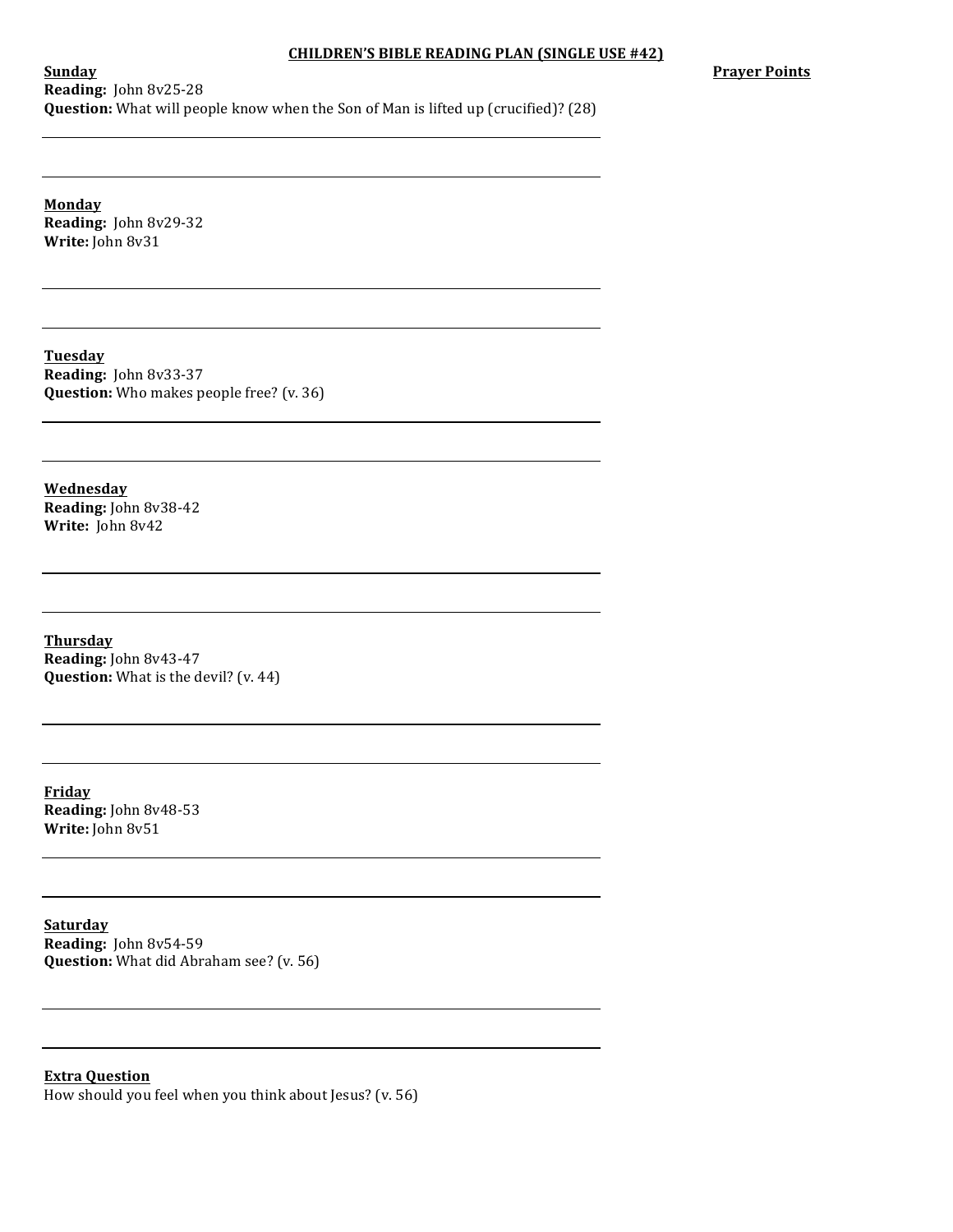## CHILDREN'S BIBLE READING PLAN (SINGLE USE #42)

**Prayer Points**

**Sunday**
**Reading:** John 8v25-28
**Question:** What will people know when the Son of Man is lifted up (crucified)? (28)

**Monday**
**Reading:** John 8v29-32
**Write:** John 8v31

**Tuesday**
**Reading:** John 8v33-37
**Question:** Who makes people free? (v. 36)

**Wednesday**
**Reading:** John 8v38-42
**Write:** John 8v42

**Thursday**
**Reading:** John 8v43-47
**Question:** What is the devil? (v. 44)

**Friday**
**Reading:** John 8v48-53
**Write:** John 8v51

**Saturday**
**Reading:** John 8v54-59
**Question:** What did Abraham see? (v. 56)

**Extra Question**
How should you feel when you think about Jesus? (v. 56)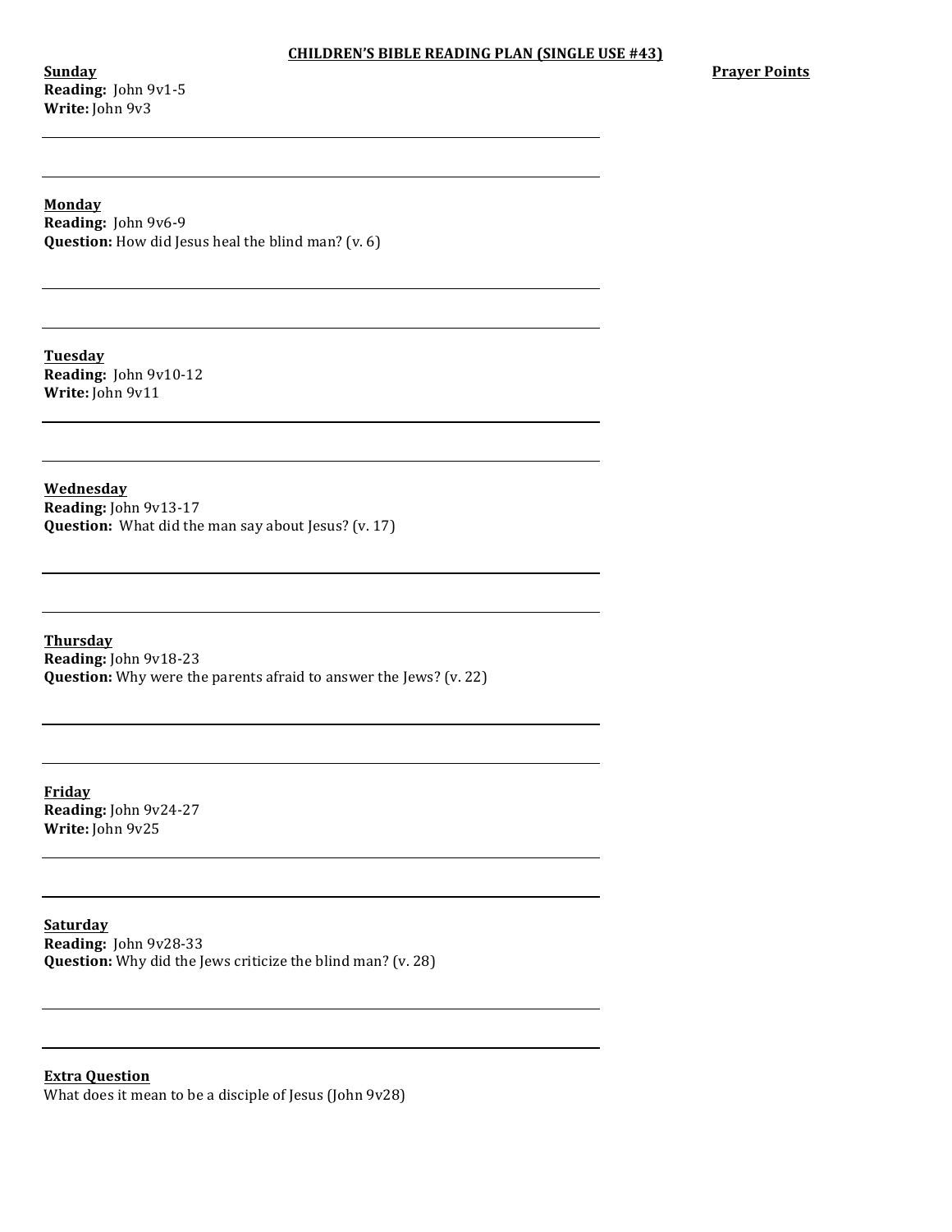**CHILDREN'S BIBLE READING PLAN (SINGLE USE #43)**

**Sunday**
**Reading:** John 9v1-5
**Write:** John 9v3

**Monday**
**Reading:** John 9v6-9
**Question:** How did Jesus heal the blind man? (v. 6)

**Tuesday**
**Reading:** John 9v10-12
**Write:** John 9v11

**Wednesday**
**Reading:** John 9v13-17
**Question:** What did the man say about Jesus? (v. 17)

**Thursday**
**Reading:** John 9v18-23
**Question:** Why were the parents afraid to answer the Jews? (v. 22)

**Friday**
**Reading:** John 9v24-27
**Write:** John 9v25

**Saturday**
**Reading:** John 9v28-33
**Question:** Why did the Jews criticize the blind man? (v. 28)

**Extra Question**
What does it mean to be a disciple of Jesus (John 9v28)

**Prayer Points**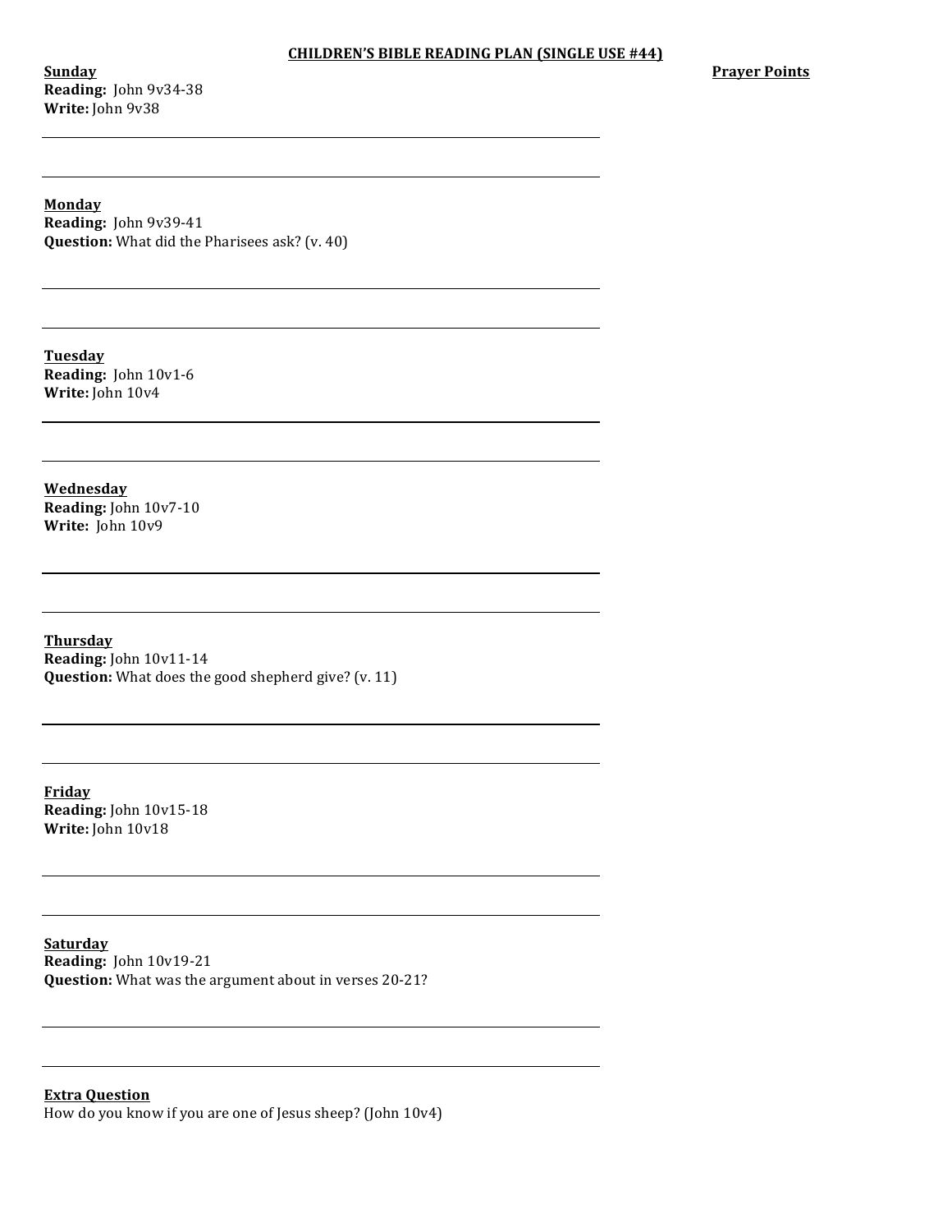# CHILDREN'S BIBLE READING PLAN (SINGLE USE #44)

**Prayer Points**

**Sunday**
**Reading:** John 9v34-38
**Write:** John 9v38

**Monday**
**Reading:** John 9v39-41
**Question:** What did the Pharisees ask? (v. 40)

**Tuesday**
**Reading:** John 10v1-6
**Write:** John 10v4

**Wednesday**
**Reading:** John 10v7-10
**Write:** John 10v9

**Thursday**
**Reading:** John 10v11-14
**Question:** What does the good shepherd give? (v. 11)

**Friday**
**Reading:** John 10v15-18
**Write:** John 10v18

**Saturday**
**Reading:** John 10v19-21
**Question:** What was the argument about in verses 20-21?

**Extra Question**
How do you know if you are one of Jesus sheep? (John 10v4)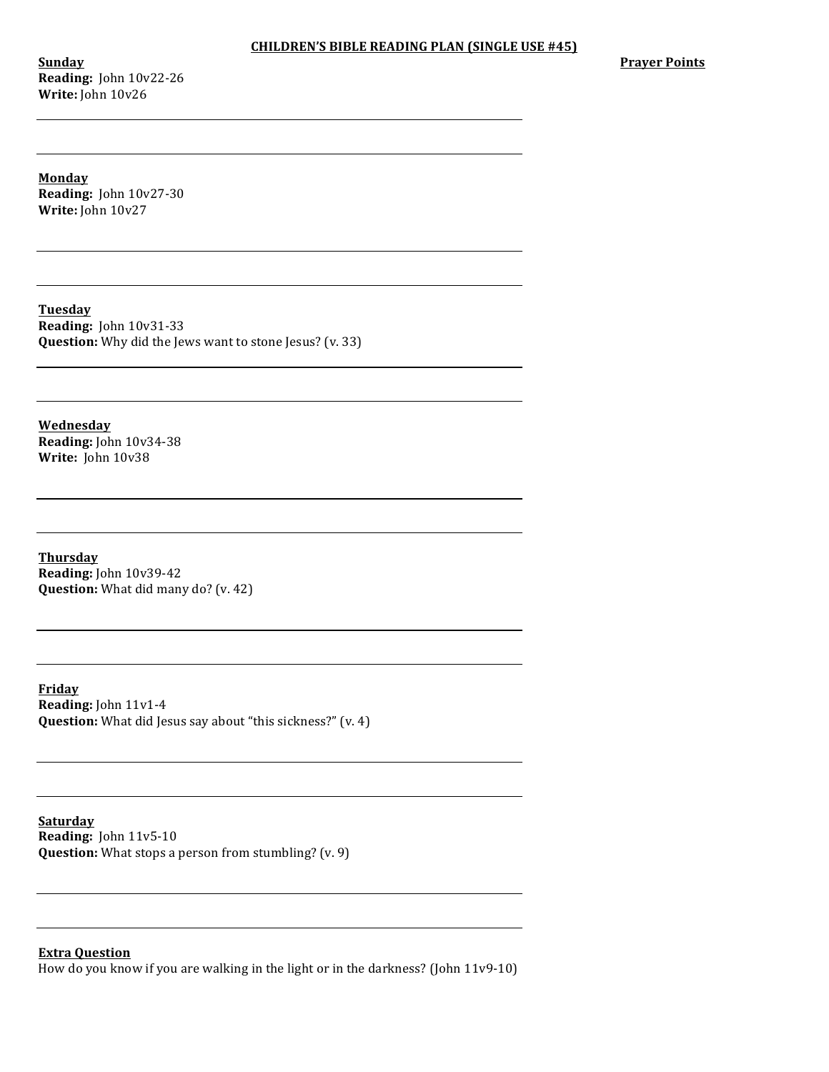**CHILDREN'S BIBLE READING PLAN (SINGLE USE #45)**

**Sunday**
**Reading:** John 10v22-26
**Write:** John 10v26

**Monday**
**Reading:** John 10v27-30
**Write:** John 10v27

**Tuesday**
**Reading:** John 10v31-33
**Question:** Why did the Jews want to stone Jesus? (v. 33)

**Wednesday**
**Reading:** John 10v34-38
**Write:** John 10v38

**Thursday**
**Reading:** John 10v39-42
**Question:** What did many do? (v. 42)

**Friday**
**Reading:** John 11v1-4
**Question:** What did Jesus say about "this sickness?" (v. 4)

**Saturday**
**Reading:** John 11v5-10
**Question:** What stops a person from stumbling? (v. 9)

**Extra Question**
How do you know if you are walking in the light or in the darkness? (John 11v9-10)

**Prayer Points**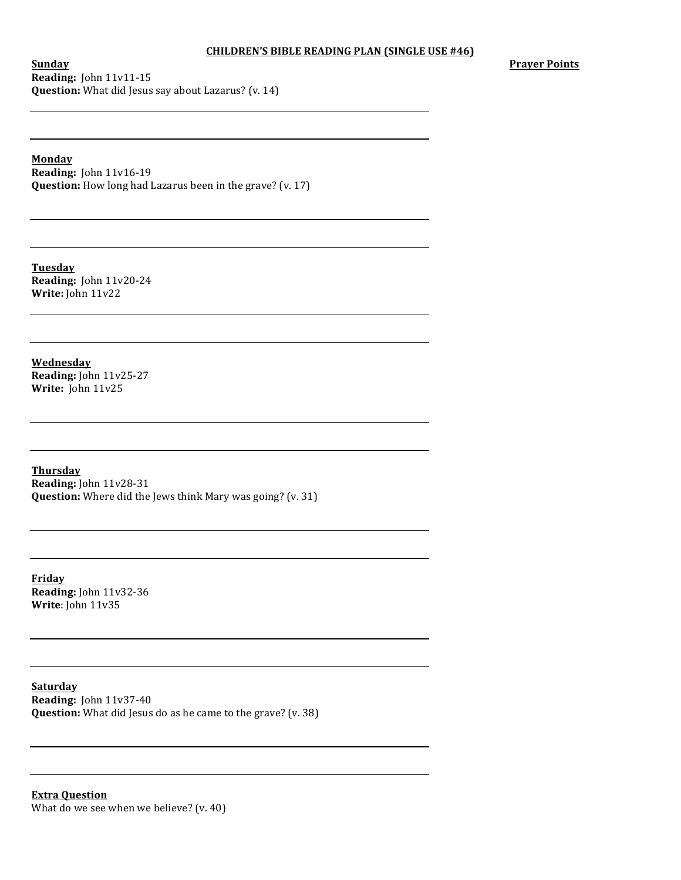**CHILDREN'S BIBLE READING PLAN (SINGLE USE #46)**

**Sunday**
**Reading:** John 11v11-15
**Question:** What did Jesus say about Lazarus? (v. 14)

**Prayer Points**

**Monday**
**Reading:** John 11v16-19
**Question:** How long had Lazarus been in the grave? (v. 17)

**Tuesday**
**Reading:** John 11v20-24
**Write:** John 11v22

**Wednesday**
**Reading:** John 11v25-27
**Write:** John 11v25

**Thursday**
**Reading:** John 11v28-31
**Question:** Where did the Jews think Mary was going? (v. 31)

**Friday**
**Reading:** John 11v32-36
**Write**: John 11v35

**Saturday**
**Reading:** John 11v37-40
**Question:** What did Jesus do as he came to the grave? (v. 38)

**Extra Question**
What do we see when we believe? (v. 40)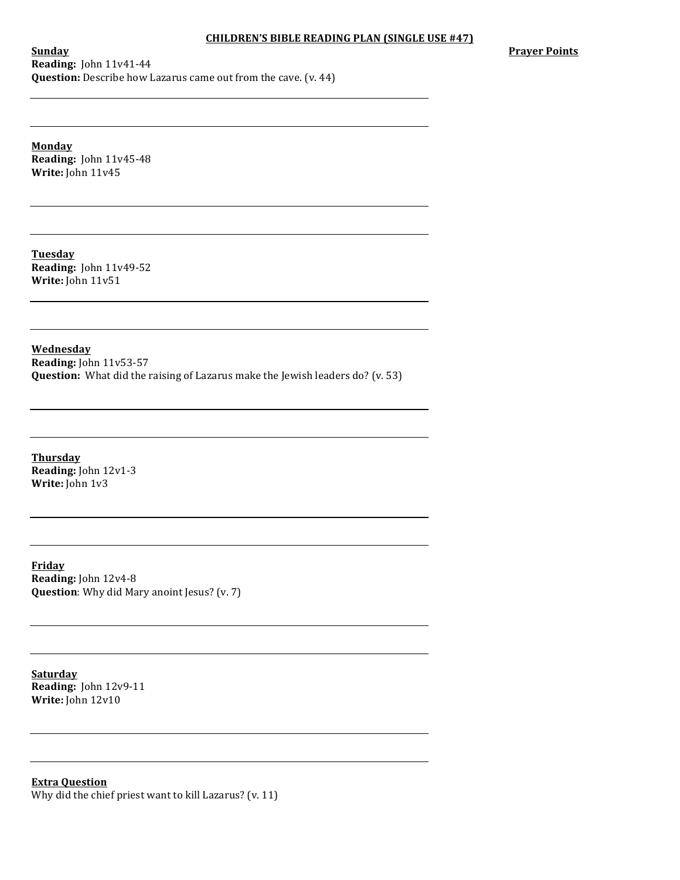# CHILDREN'S BIBLE READING PLAN (SINGLE USE #47)

**Prayer Points**

**Sunday**
**Reading:** John 11v41-44
**Question:** Describe how Lazarus came out from the cave. (v. 44)

**Monday**
**Reading:** John 11v45-48
**Write:** John 11v45

**Tuesday**
**Reading:** John 11v49-52
**Write:** John 11v51

**Wednesday**
**Reading:** John 11v53-57
**Question:** What did the raising of Lazarus make the Jewish leaders do? (v. 53)

**Thursday**
**Reading:** John 12v1-3
**Write:** John 1v3

**Friday**
**Reading:** John 12v4-8
**Question**: Why did Mary anoint Jesus? (v. 7)

**Saturday**
**Reading:** John 12v9-11
**Write:** John 12v10

**Extra Question**
Why did the chief priest want to kill Lazarus? (v. 11)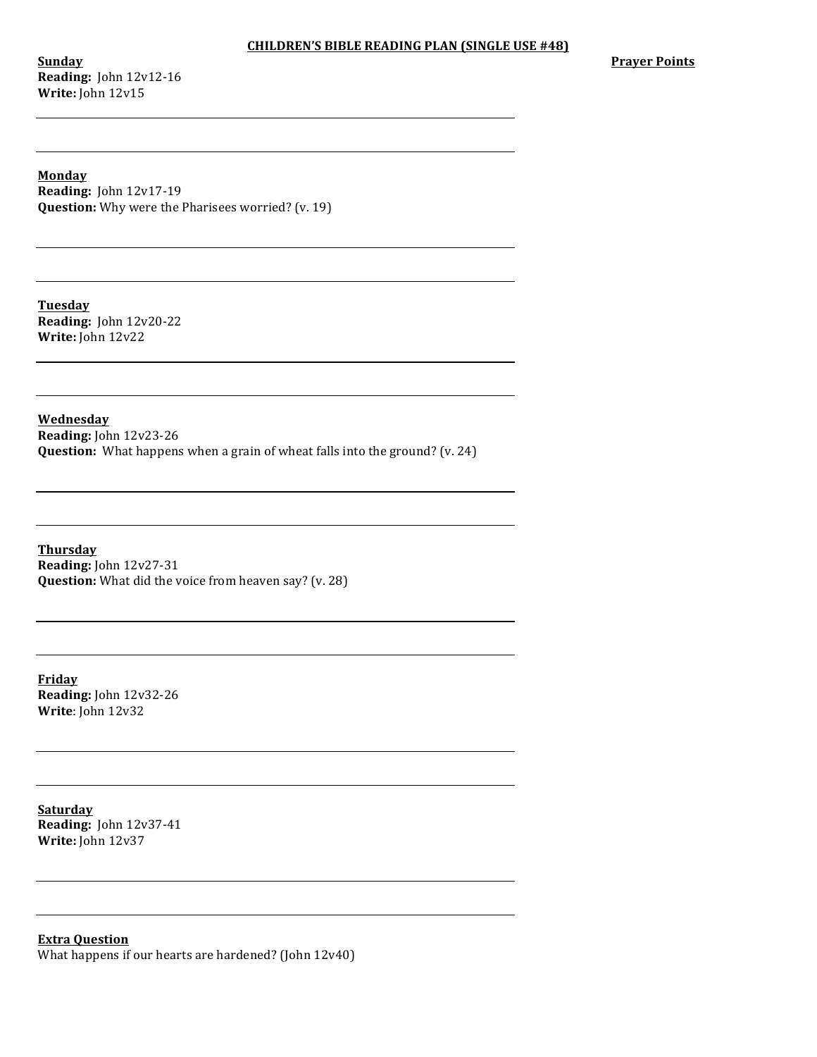# CHILDREN'S BIBLE READING PLAN (SINGLE USE #48)

**Prayer Points**

**Sunday**
**Reading:** John 12v12-16
**Write:** John 12v15

**Monday**
**Reading:** John 12v17-19
**Question:** Why were the Pharisees worried? (v. 19)

**Tuesday**
**Reading:** John 12v20-22
**Write:** John 12v22

**Wednesday**
**Reading:** John 12v23-26
**Question:** What happens when a grain of wheat falls into the ground? (v. 24)

**Thursday**
**Reading:** John 12v27-31
**Question:** What did the voice from heaven say? (v. 28)

**Friday**
**Reading:** John 12v32-26
**Write**: John 12v32

**Saturday**
**Reading:** John 12v37-41
**Write:** John 12v37

**Extra Question**
What happens if our hearts are hardened? (John 12v40)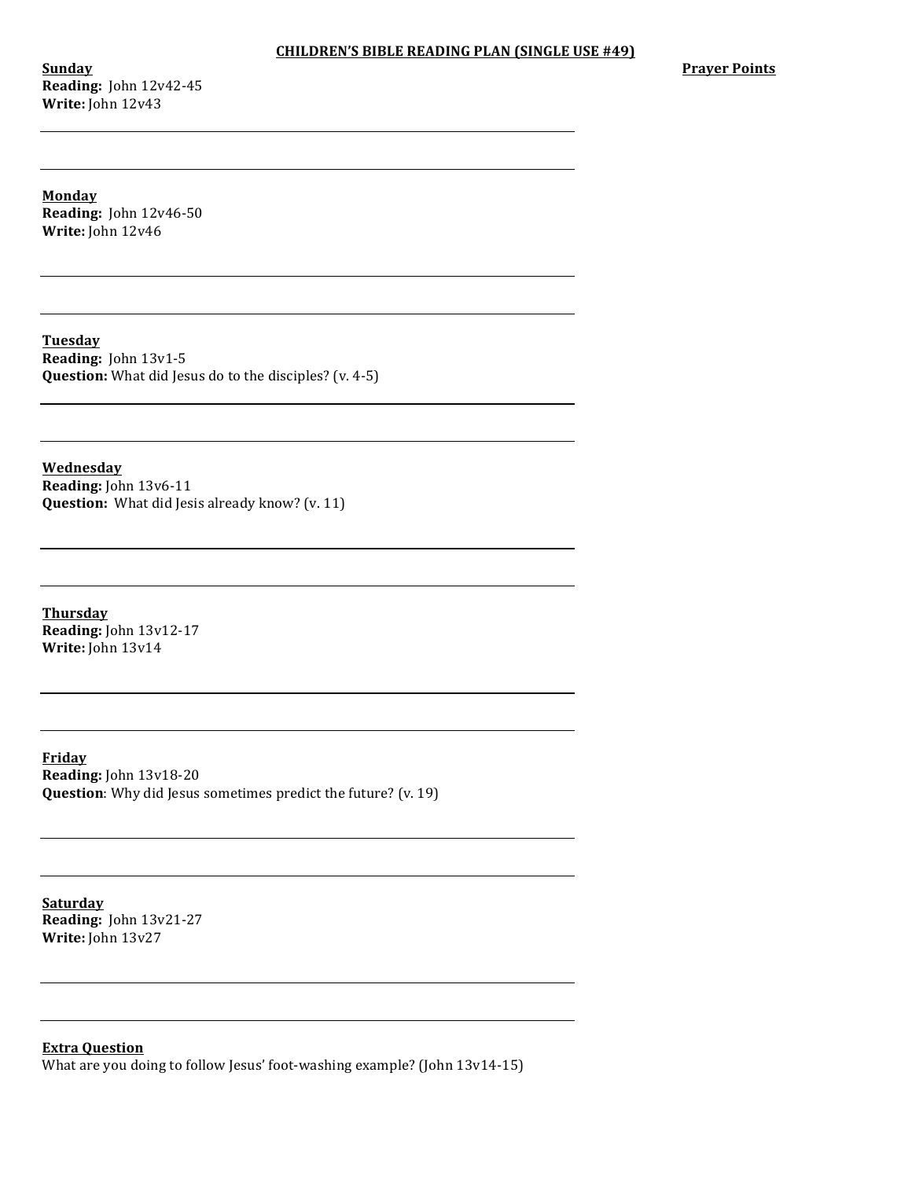# CHILDREN'S BIBLE READING PLAN (SINGLE USE #49)

**Prayer Points**

**Sunday**
**Reading:** John 12v42-45
**Write:** John 12v43

**Monday**
**Reading:** John 12v46-50
**Write:** John 12v46

**Tuesday**
**Reading:** John 13v1-5
**Question:** What did Jesus do to the disciples? (v. 4-5)

**Wednesday**
**Reading:** John 13v6-11
**Question:** What did Jesis already know? (v. 11)

**Thursday**
**Reading:** John 13v12-17
**Write:** John 13v14

**Friday**
**Reading:** John 13v18-20
**Question**: Why did Jesus sometimes predict the future? (v. 19)

**Saturday**
**Reading:** John 13v21-27
**Write:** John 13v27

**Extra Question**
What are you doing to follow Jesus' foot-washing example? (John 13v14-15)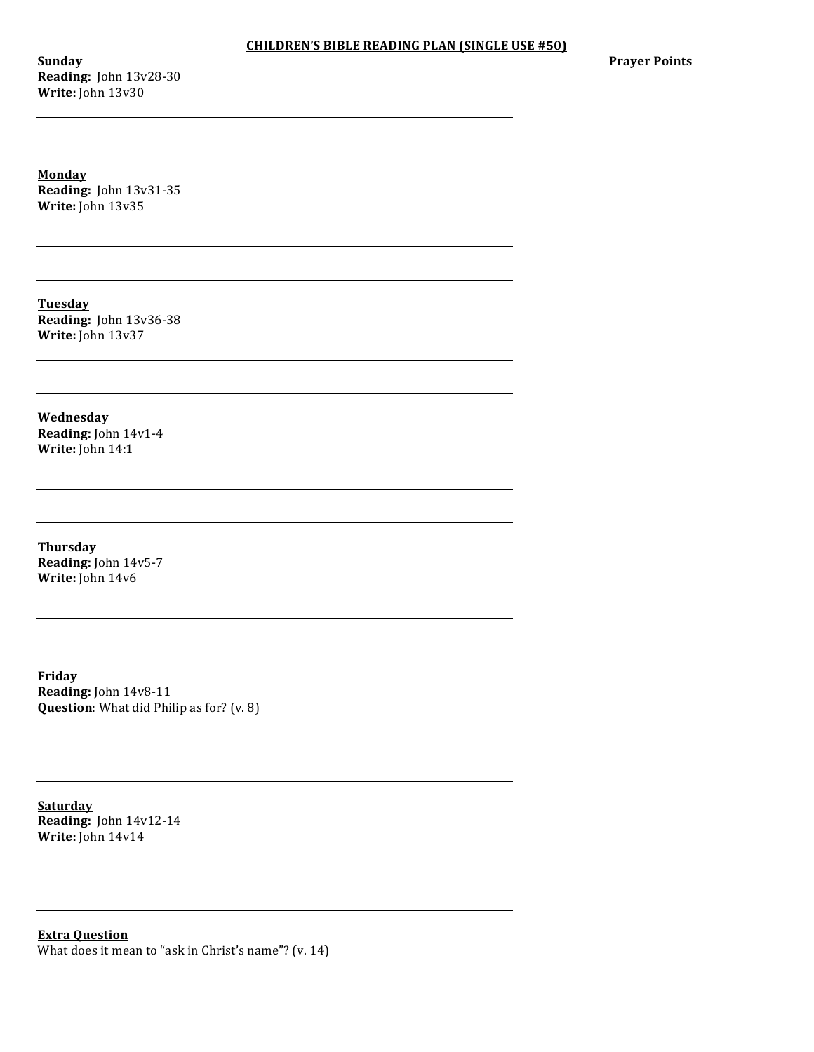**CHILDREN'S BIBLE READING PLAN (SINGLE USE #50)**

**Prayer Points**

**Sunday**
**Reading:** John 13v28-30
**Write:** John 13v30

**Monday**
**Reading:** John 13v31-35
**Write:** John 13v35

**Tuesday**
**Reading:** John 13v36-38
**Write:** John 13v37

**Wednesday**
**Reading:** John 14v1-4
**Write:** John 14:1

**Thursday**
**Reading:** John 14v5-7
**Write:** John 14v6

**Friday**
**Reading:** John 14v8-11
**Question**: What did Philip as for? (v. 8)

**Saturday**
**Reading:** John 14v12-14
**Write:** John 14v14

**Extra Question**
What does it mean to "ask in Christ's name"? (v. 14)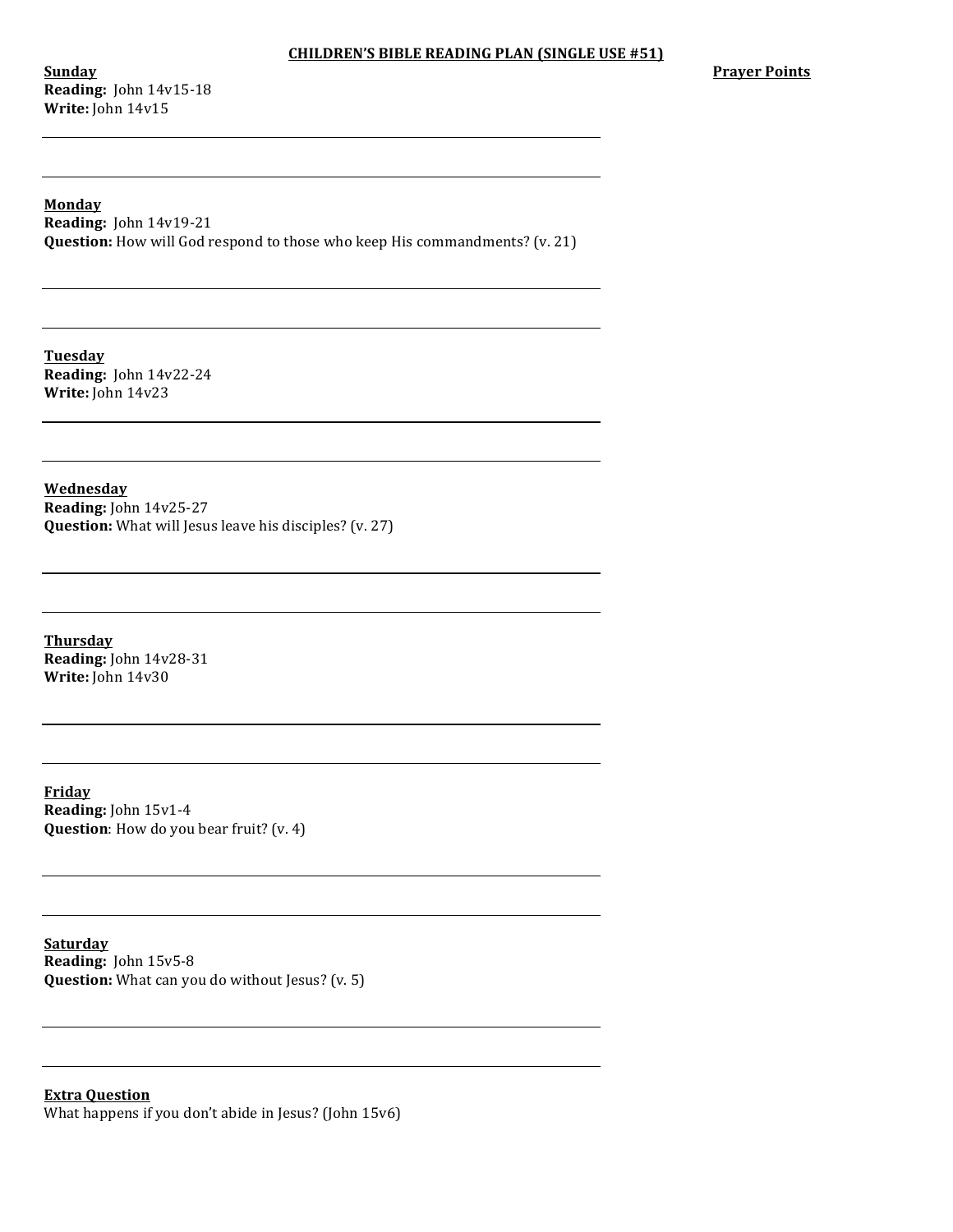**CHILDREN'S BIBLE READING PLAN (SINGLE USE #51)**

**Prayer Points**

**Sunday**
**Reading:** John 14v15-18
**Write:** John 14v15

**Monday**
**Reading:** John 14v19-21
**Question:** How will God respond to those who keep His commandments? (v. 21)

**Tuesday**
**Reading:** John 14v22-24
**Write:** John 14v23

**Wednesday**
**Reading:** John 14v25-27
**Question:** What will Jesus leave his disciples? (v. 27)

**Thursday**
**Reading:** John 14v28-31
**Write:** John 14v30

**Friday**
**Reading:** John 15v1-4
**Question**: How do you bear fruit? (v. 4)

**Saturday**
**Reading:** John 15v5-8
**Question:** What can you do without Jesus? (v. 5)

**Extra Question**
What happens if you don't abide in Jesus? (John 15v6)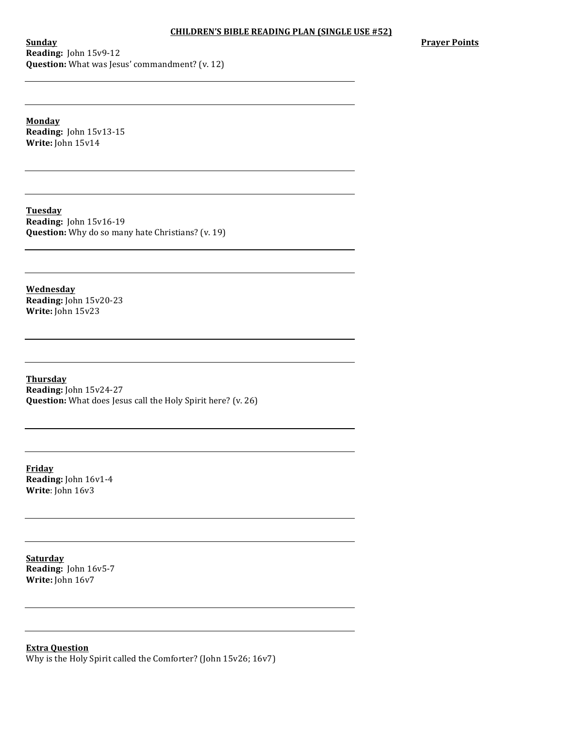**CHILDREN'S BIBLE READING PLAN (SINGLE USE #52)**

**Prayer Points**

**Sunday**
**Reading:** John 15v9-12
**Question:** What was Jesus' commandment? (v. 12)

**Monday**
**Reading:** John 15v13-15
**Write:** John 15v14

**Tuesday**
**Reading:** John 15v16-19
**Question:** Why do so many hate Christians? (v. 19)

**Wednesday**
**Reading:** John 15v20-23
**Write:** John 15v23

**Thursday**
**Reading:** John 15v24-27
**Question:** What does Jesus call the Holy Spirit here? (v. 26)

**Friday**
**Reading:** John 16v1-4
**Write**: John 16v3

**Saturday**
**Reading:** John 16v5-7
**Write:** John 16v7

**Extra Question**
Why is the Holy Spirit called the Comforter? (John 15v26; 16v7)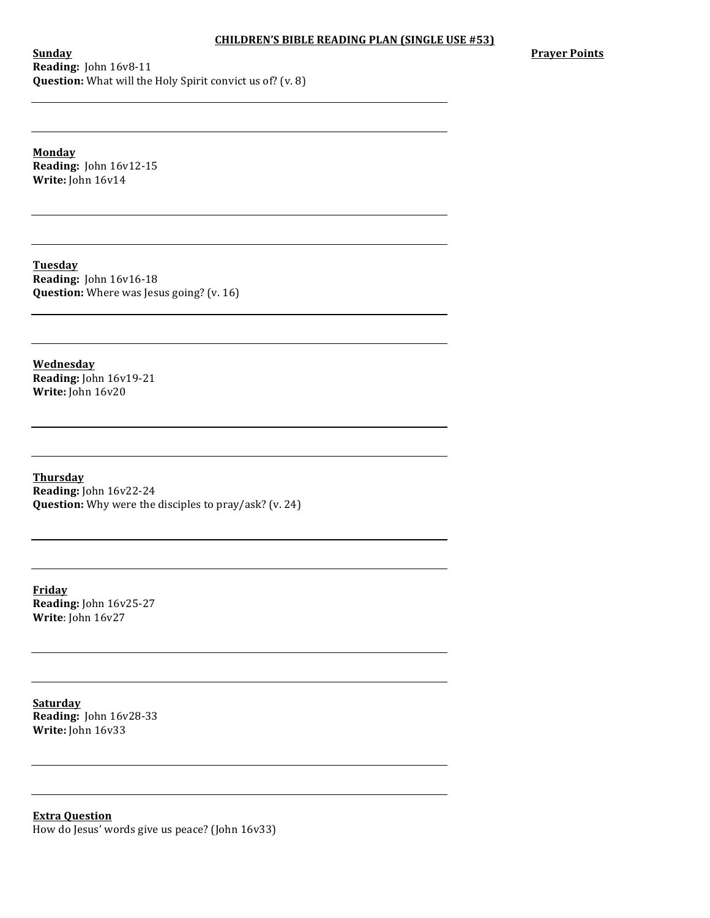# CHILDREN'S BIBLE READING PLAN (SINGLE USE #53)

**Prayer Points**

**Sunday**
**Reading:** John 16v8-11
**Question:** What will the Holy Spirit convict us of? (v. 8)

**Monday**
**Reading:** John 16v12-15
**Write:** John 16v14

**Tuesday**
**Reading:** John 16v16-18
**Question:** Where was Jesus going? (v. 16)

**Wednesday**
**Reading:** John 16v19-21
**Write:** John 16v20

**Thursday**
**Reading:** John 16v22-24
**Question:** Why were the disciples to pray/ask? (v. 24)

**Friday**
**Reading:** John 16v25-27
**Write**: John 16v27

**Saturday**
**Reading:** John 16v28-33
**Write:** John 16v33

**Extra Question**
How do Jesus' words give us peace? (John 16v33)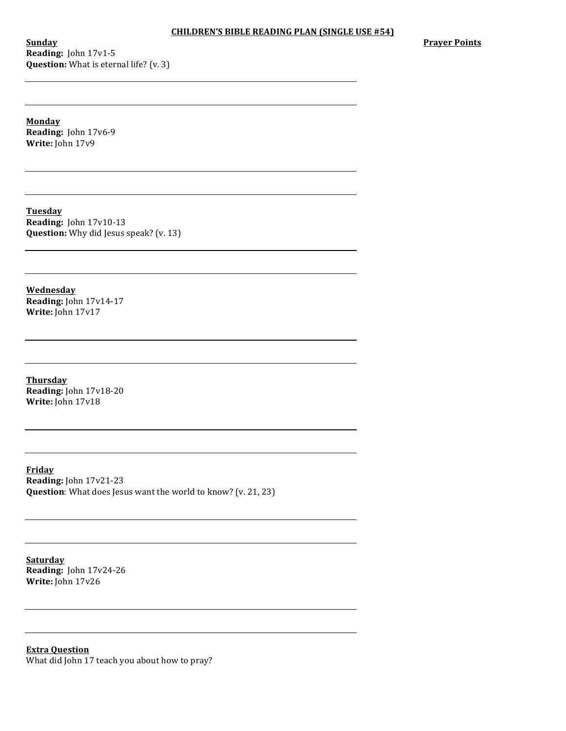**CHILDREN'S BIBLE READING PLAN (SINGLE USE #54)**

**Prayer Points**

**Sunday**
**Reading:** John 17v1-5
**Question:** What is eternal life? (v. 3)

**Monday**
**Reading:** John 17v6-9
**Write:** John 17v9

**Tuesday**
**Reading:** John 17v10-13
**Question:** Why did Jesus speak? (v. 13)

**Wednesday**
**Reading:** John 17v14-17
**Write:** John 17v17

**Thursday**
**Reading:** John 17v18-20
**Write:** John 17v18

**Friday**
**Reading:** John 17v21-23
**Question**: What does Jesus want the world to know? (v. 21, 23)

**Saturday**
**Reading:** John 17v24-26
**Write:** John 17v26

**Extra Question**
What did John 17 teach you about how to pray?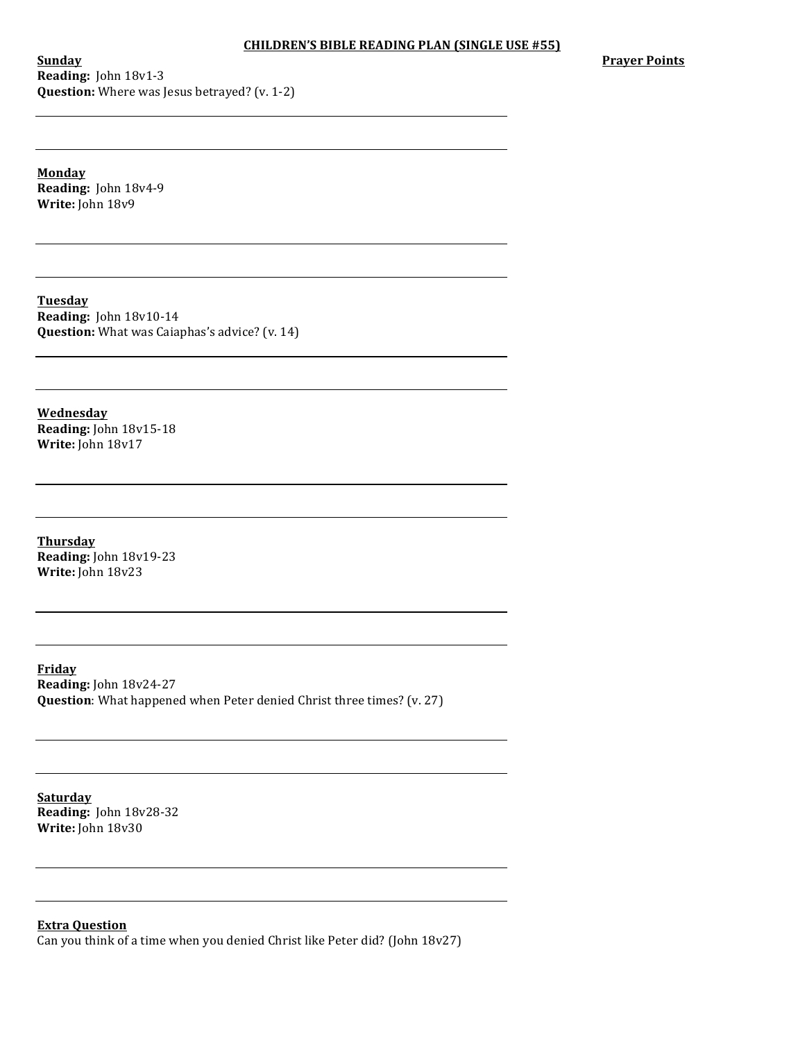**CHILDREN'S BIBLE READING PLAN (SINGLE USE #55)**

**Sunday**
**Reading:** John 18v1-3
**Question:** Where was Jesus betrayed? (v. 1-2)

**Monday**
**Reading:** John 18v4-9
**Write:** John 18v9

**Tuesday**
**Reading:** John 18v10-14
**Question:** What was Caiaphas's advice? (v. 14)

**Wednesday**
**Reading:** John 18v15-18
**Write:** John 18v17

**Thursday**
**Reading:** John 18v19-23
**Write:** John 18v23

**Friday**
**Reading:** John 18v24-27
**Question**: What happened when Peter denied Christ three times? (v. 27)

**Saturday**
**Reading:** John 18v28-32
**Write:** John 18v30

**Extra Question**
Can you think of a time when you denied Christ like Peter did? (John 18v27)

**Prayer Points**